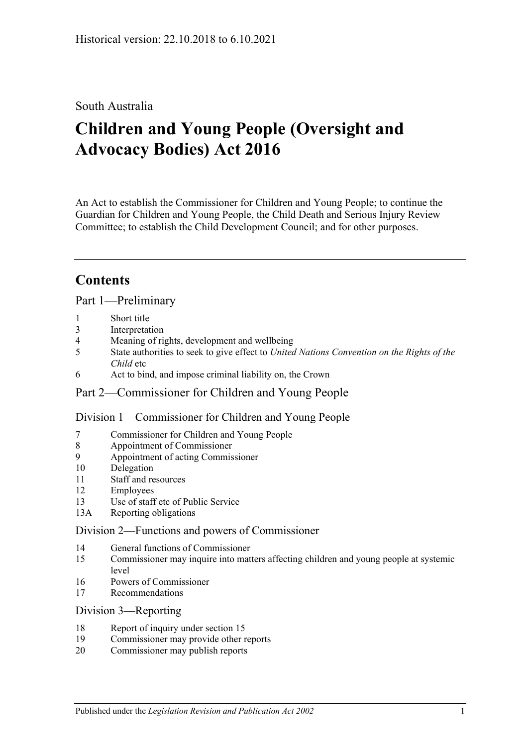Historical version: 22.10.2018 to 6.10.2021

South Australia

# Children and Young People (Oversight and Advocacy Bodies) Act 2016

An Act to establish the Commissioner for Children and Young People; to continue the Guardian for Children and Young People, the Child Death and Serious Injury Review Committee; to establish the Child Development Council; and for other purposes.

## Contents

### Part 1—Preliminary

1 Short title
3 Interpretation
4 Meaning of rights, development and wellbeing
5 State authorities to seek to give effect to *United Nations Convention on the Rights of the Child* etc
6 Act to bind, and impose criminal liability on, the Crown

### Part 2—Commissioner for Children and Young People

#### Division 1—Commissioner for Children and Young People

7 Commissioner for Children and Young People
8 Appointment of Commissioner
9 Appointment of acting Commissioner
10 Delegation
11 Staff and resources
12 Employees
13 Use of staff etc of Public Service
13A Reporting obligations

#### Division 2—Functions and powers of Commissioner

14 General functions of Commissioner
15 Commissioner may inquire into matters affecting children and young people at systemic level
16 Powers of Commissioner
17 Recommendations

#### Division 3—Reporting

18 Report of inquiry under section 15
19 Commissioner may provide other reports
20 Commissioner may publish reports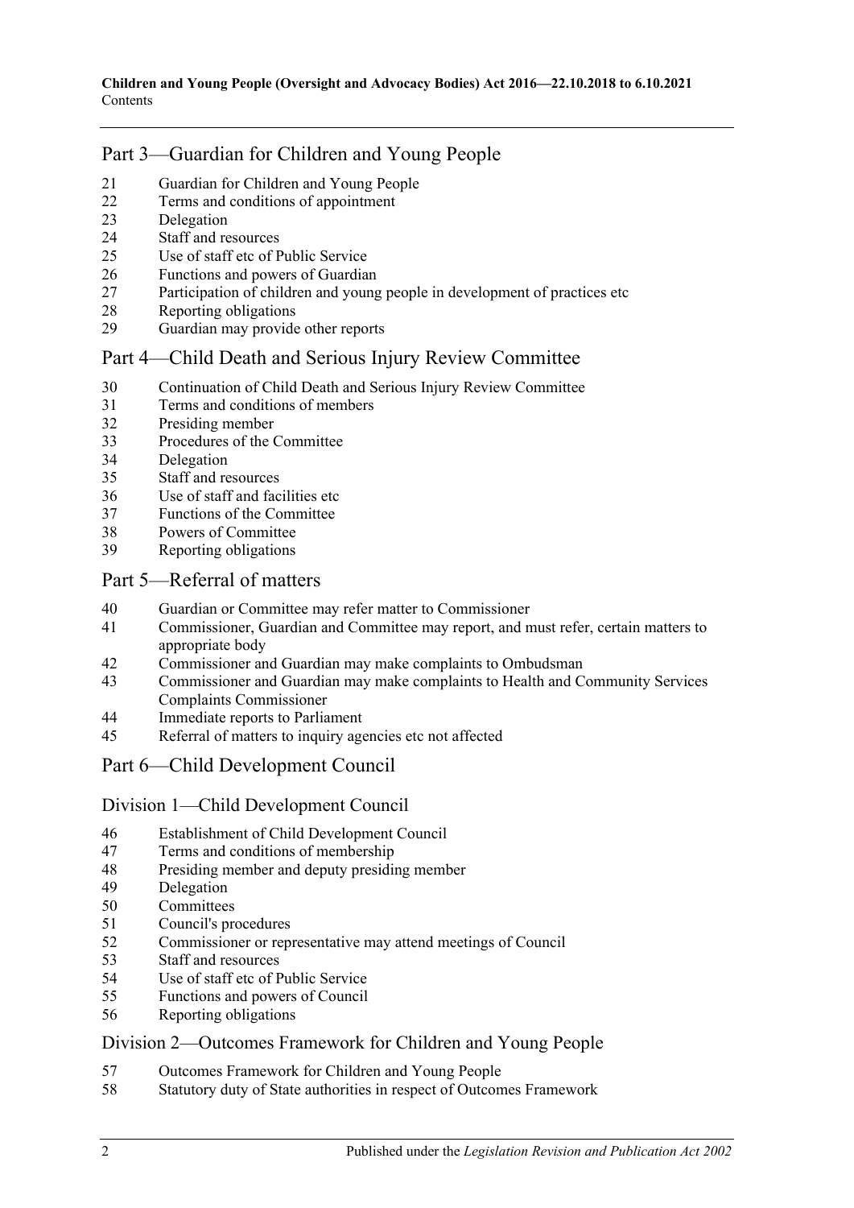## Part 3—Guardian for Children and Young People

21 Guardian for Children and Young People
22 Terms and conditions of appointment
23 Delegation
24 Staff and resources
25 Use of staff etc of Public Service
26 Functions and powers of Guardian
27 Participation of children and young people in development of practices etc
28 Reporting obligations
29 Guardian may provide other reports

## Part 4—Child Death and Serious Injury Review Committee

30 Continuation of Child Death and Serious Injury Review Committee
31 Terms and conditions of members
32 Presiding member
33 Procedures of the Committee
34 Delegation
35 Staff and resources
36 Use of staff and facilities etc
37 Functions of the Committee
38 Powers of Committee
39 Reporting obligations

## Part 5—Referral of matters

40 Guardian or Committee may refer matter to Commissioner
41 Commissioner, Guardian and Committee may report, and must refer, certain matters to appropriate body
42 Commissioner and Guardian may make complaints to Ombudsman
43 Commissioner and Guardian may make complaints to Health and Community Services Complaints Commissioner
44 Immediate reports to Parliament
45 Referral of matters to inquiry agencies etc not affected

## Part 6—Child Development Council

### Division 1—Child Development Council

46 Establishment of Child Development Council
47 Terms and conditions of membership
48 Presiding member and deputy presiding member
49 Delegation
50 Committees
51 Council's procedures
52 Commissioner or representative may attend meetings of Council
53 Staff and resources
54 Use of staff etc of Public Service
55 Functions and powers of Council
56 Reporting obligations

### Division 2—Outcomes Framework for Children and Young People

57 Outcomes Framework for Children and Young People
58 Statutory duty of State authorities in respect of Outcomes Framework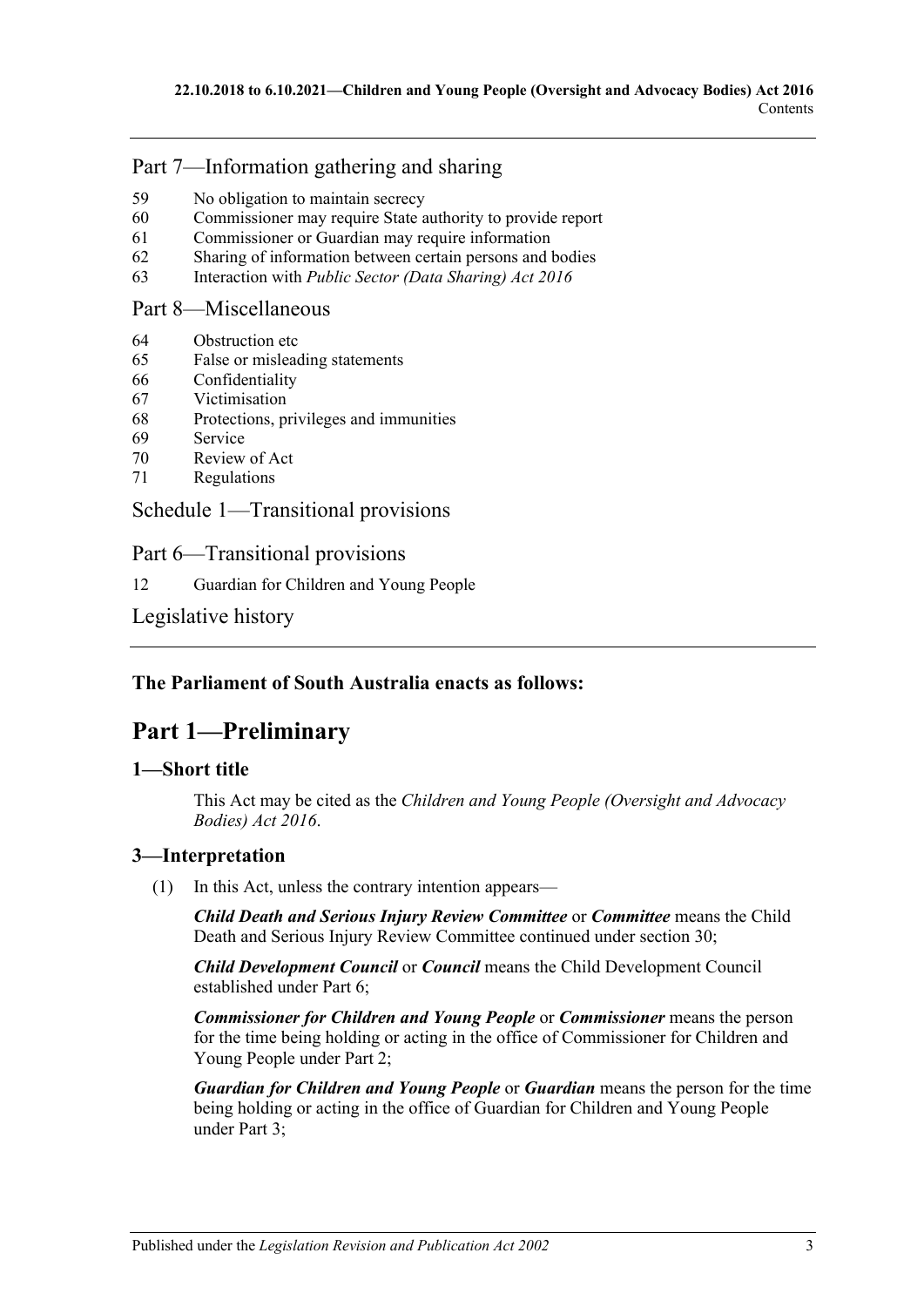## Part 7—Information gathering and sharing

59 No obligation to maintain secrecy
60 Commissioner may require State authority to provide report
61 Commissioner or Guardian may require information
62 Sharing of information between certain persons and bodies
63 Interaction with *Public Sector (Data Sharing) Act 2016*

## Part 8—Miscellaneous

64 Obstruction etc
65 False or misleading statements
66 Confidentiality
67 Victimisation
68 Protections, privileges and immunities
69 Service
70 Review of Act
71 Regulations

## Schedule 1—Transitional provisions

## Part 6—Transitional provisions

12 Guardian for Children and Young People

## Legislative history

**The Parliament of South Australia enacts as follows:**

# Part 1—Preliminary

### 1—Short title

This Act may be cited as the *Children and Young People (Oversight and Advocacy Bodies) Act 2016*.

### 3—Interpretation

(1) In this Act, unless the contrary intention appears—

***Child Death and Serious Injury Review Committee*** or ***Committee*** means the Child Death and Serious Injury Review Committee continued under section 30;

***Child Development Council*** or ***Council*** means the Child Development Council established under Part 6;

***Commissioner for Children and Young People*** or ***Commissioner*** means the person for the time being holding or acting in the office of Commissioner for Children and Young People under Part 2;

***Guardian for Children and Young People*** or ***Guardian*** means the person for the time being holding or acting in the office of Guardian for Children and Young People under Part 3;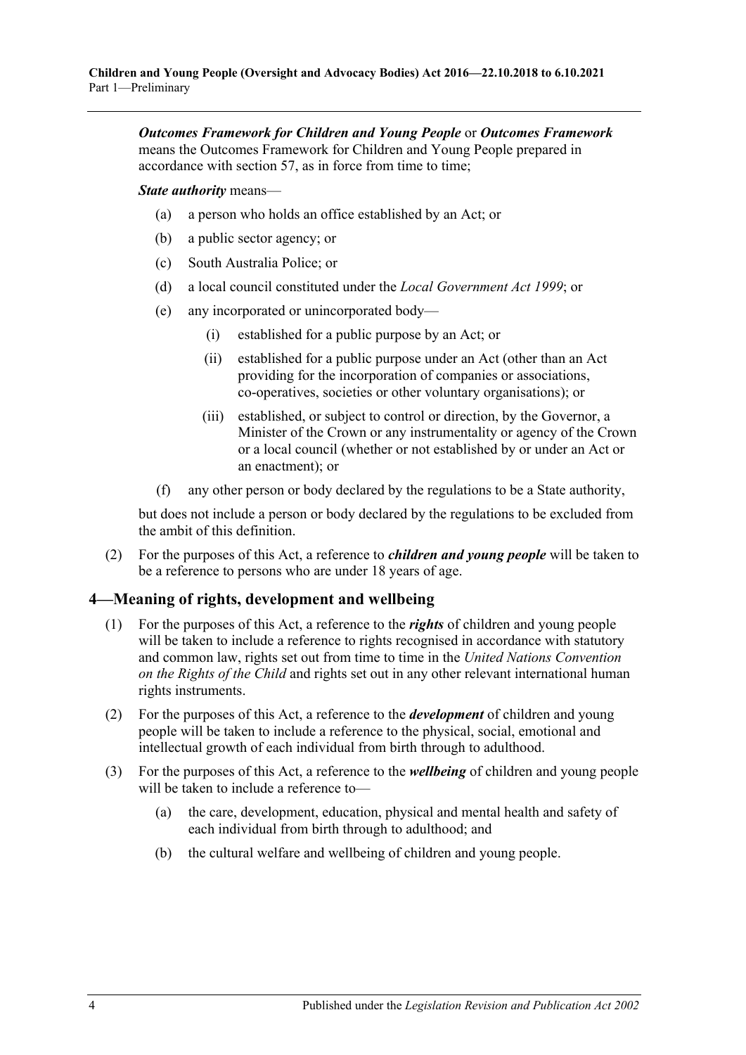***Outcomes Framework for Children and Young People*** or ***Outcomes Framework*** means the Outcomes Framework for Children and Young People prepared in accordance with section 57, as in force from time to time;

***State authority*** means—

(a) a person who holds an office established by an Act; or

(b) a public sector agency; or

(c) South Australia Police; or

(d) a local council constituted under the *Local Government Act 1999*; or

(e) any incorporated or unincorporated body—

(i) established for a public purpose by an Act; or

(ii) established for a public purpose under an Act (other than an Act providing for the incorporation of companies or associations, co-operatives, societies or other voluntary organisations); or

(iii) established, or subject to control or direction, by the Governor, a Minister of the Crown or any instrumentality or agency of the Crown or a local council (whether or not established by or under an Act or an enactment); or

(f) any other person or body declared by the regulations to be a State authority,

but does not include a person or body declared by the regulations to be excluded from the ambit of this definition.

(2) For the purposes of this Act, a reference to ***children and young people*** will be taken to be a reference to persons who are under 18 years of age.

## 4—Meaning of rights, development and wellbeing

(1) For the purposes of this Act, a reference to the ***rights*** of children and young people will be taken to include a reference to rights recognised in accordance with statutory and common law, rights set out from time to time in the *United Nations Convention on the Rights of the Child* and rights set out in any other relevant international human rights instruments.

(2) For the purposes of this Act, a reference to the ***development*** of children and young people will be taken to include a reference to the physical, social, emotional and intellectual growth of each individual from birth through to adulthood.

(3) For the purposes of this Act, a reference to the ***wellbeing*** of children and young people will be taken to include a reference to—

(a) the care, development, education, physical and mental health and safety of each individual from birth through to adulthood; and

(b) the cultural welfare and wellbeing of children and young people.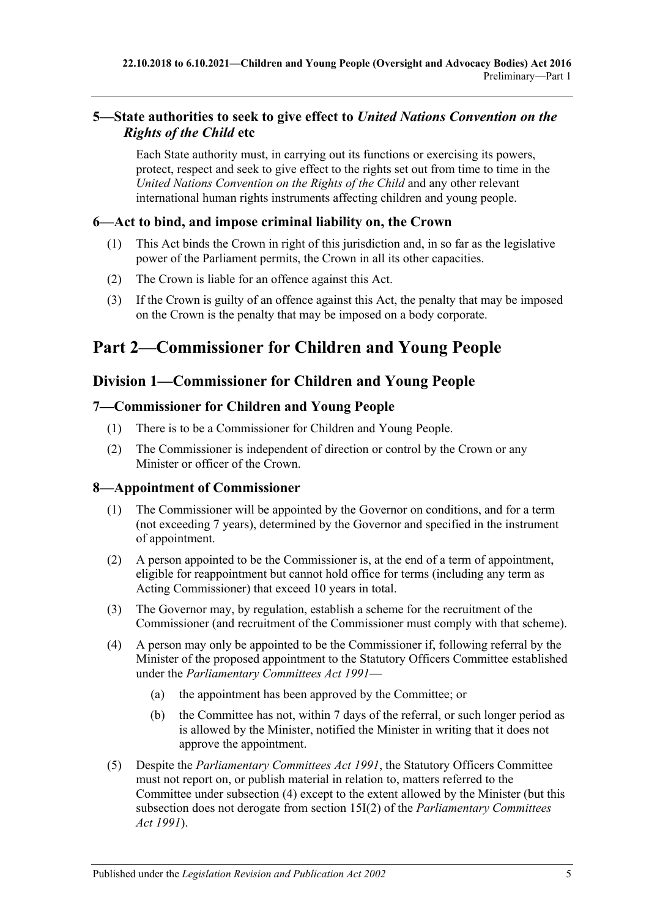### 5—State authorities to seek to give effect to *United Nations Convention on the Rights of the Child* etc

Each State authority must, in carrying out its functions or exercising its powers, protect, respect and seek to give effect to the rights set out from time to time in the *United Nations Convention on the Rights of the Child* and any other relevant international human rights instruments affecting children and young people.

### 6—Act to bind, and impose criminal liability on, the Crown

(1) This Act binds the Crown in right of this jurisdiction and, in so far as the legislative power of the Parliament permits, the Crown in all its other capacities.

(2) The Crown is liable for an offence against this Act.

(3) If the Crown is guilty of an offence against this Act, the penalty that may be imposed on the Crown is the penalty that may be imposed on a body corporate.

# Part 2—Commissioner for Children and Young People

## Division 1—Commissioner for Children and Young People

### 7—Commissioner for Children and Young People

(1) There is to be a Commissioner for Children and Young People.

(2) The Commissioner is independent of direction or control by the Crown or any Minister or officer of the Crown.

### 8—Appointment of Commissioner

(1) The Commissioner will be appointed by the Governor on conditions, and for a term (not exceeding 7 years), determined by the Governor and specified in the instrument of appointment.

(2) A person appointed to be the Commissioner is, at the end of a term of appointment, eligible for reappointment but cannot hold office for terms (including any term as Acting Commissioner) that exceed 10 years in total.

(3) The Governor may, by regulation, establish a scheme for the recruitment of the Commissioner (and recruitment of the Commissioner must comply with that scheme).

(4) A person may only be appointed to be the Commissioner if, following referral by the Minister of the proposed appointment to the Statutory Officers Committee established under the *Parliamentary Committees Act 1991*—

(a) the appointment has been approved by the Committee; or

(b) the Committee has not, within 7 days of the referral, or such longer period as is allowed by the Minister, notified the Minister in writing that it does not approve the appointment.

(5) Despite the *Parliamentary Committees Act 1991*, the Statutory Officers Committee must not report on, or publish material in relation to, matters referred to the Committee under subsection (4) except to the extent allowed by the Minister (but this subsection does not derogate from section 15I(2) of the *Parliamentary Committees Act 1991*).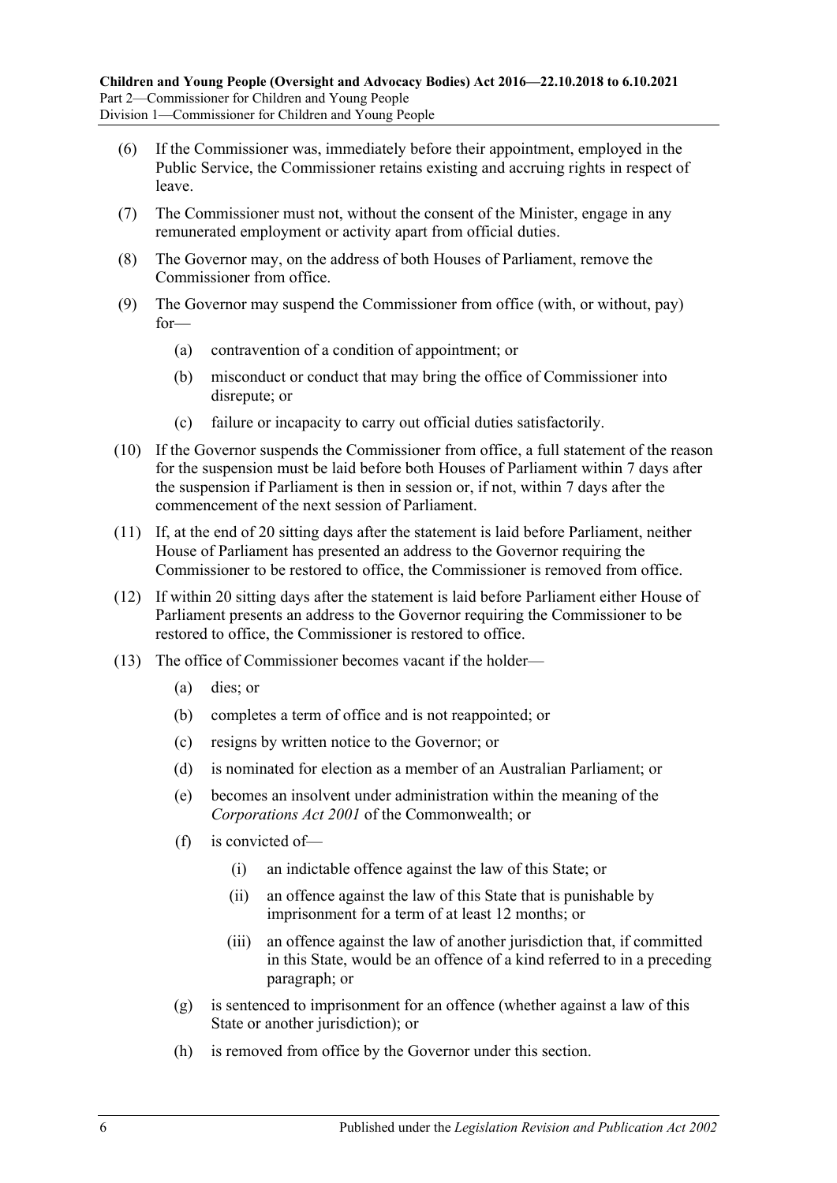(6) If the Commissioner was, immediately before their appointment, employed in the Public Service, the Commissioner retains existing and accruing rights in respect of leave.

(7) The Commissioner must not, without the consent of the Minister, engage in any remunerated employment or activity apart from official duties.

(8) The Governor may, on the address of both Houses of Parliament, remove the Commissioner from office.

(9) The Governor may suspend the Commissioner from office (with, or without, pay) for—

- (a) contravention of a condition of appointment; or
- (b) misconduct or conduct that may bring the office of Commissioner into disrepute; or
- (c) failure or incapacity to carry out official duties satisfactorily.

(10) If the Governor suspends the Commissioner from office, a full statement of the reason for the suspension must be laid before both Houses of Parliament within 7 days after the suspension if Parliament is then in session or, if not, within 7 days after the commencement of the next session of Parliament.

(11) If, at the end of 20 sitting days after the statement is laid before Parliament, neither House of Parliament has presented an address to the Governor requiring the Commissioner to be restored to office, the Commissioner is removed from office.

(12) If within 20 sitting days after the statement is laid before Parliament either House of Parliament presents an address to the Governor requiring the Commissioner to be restored to office, the Commissioner is restored to office.

(13) The office of Commissioner becomes vacant if the holder—

- (a) dies; or
- (b) completes a term of office and is not reappointed; or
- (c) resigns by written notice to the Governor; or
- (d) is nominated for election as a member of an Australian Parliament; or
- (e) becomes an insolvent under administration within the meaning of the *Corporations Act 2001* of the Commonwealth; or
- (f) is convicted of—
  - (i) an indictable offence against the law of this State; or
  - (ii) an offence against the law of this State that is punishable by imprisonment for a term of at least 12 months; or
  - (iii) an offence against the law of another jurisdiction that, if committed in this State, would be an offence of a kind referred to in a preceding paragraph; or
- (g) is sentenced to imprisonment for an offence (whether against a law of this State or another jurisdiction); or
- (h) is removed from office by the Governor under this section.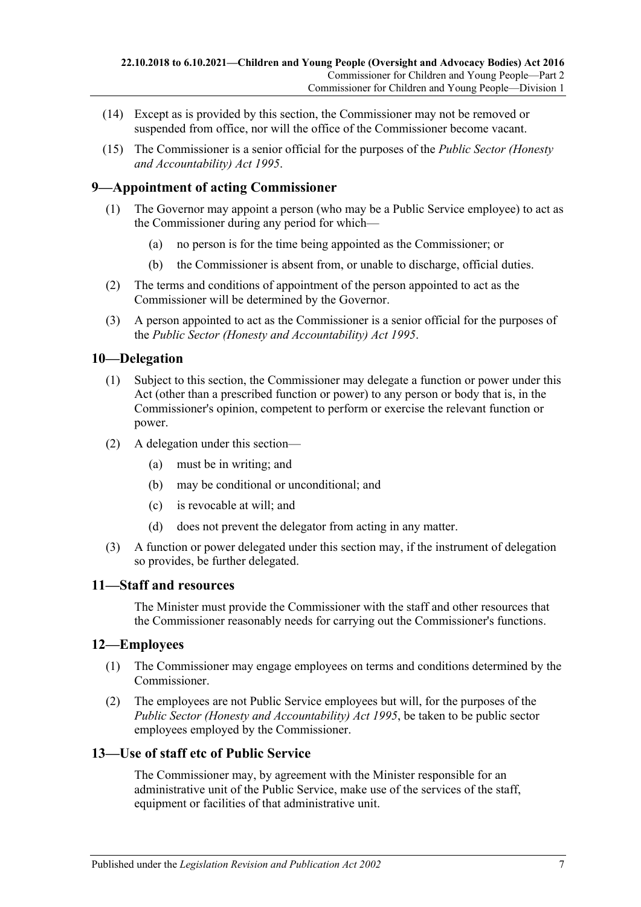(14) Except as is provided by this section, the Commissioner may not be removed or suspended from office, nor will the office of the Commissioner become vacant.

(15) The Commissioner is a senior official for the purposes of the *Public Sector (Honesty and Accountability) Act 1995*.

## 9—Appointment of acting Commissioner

(1) The Governor may appoint a person (who may be a Public Service employee) to act as the Commissioner during any period for which—

(a) no person is for the time being appointed as the Commissioner; or

(b) the Commissioner is absent from, or unable to discharge, official duties.

(2) The terms and conditions of appointment of the person appointed to act as the Commissioner will be determined by the Governor.

(3) A person appointed to act as the Commissioner is a senior official for the purposes of the *Public Sector (Honesty and Accountability) Act 1995*.

## 10—Delegation

(1) Subject to this section, the Commissioner may delegate a function or power under this Act (other than a prescribed function or power) to any person or body that is, in the Commissioner's opinion, competent to perform or exercise the relevant function or power.

(2) A delegation under this section—

(a) must be in writing; and

(b) may be conditional or unconditional; and

(c) is revocable at will; and

(d) does not prevent the delegator from acting in any matter.

(3) A function or power delegated under this section may, if the instrument of delegation so provides, be further delegated.

## 11—Staff and resources

The Minister must provide the Commissioner with the staff and other resources that the Commissioner reasonably needs for carrying out the Commissioner's functions.

## 12—Employees

(1) The Commissioner may engage employees on terms and conditions determined by the Commissioner.

(2) The employees are not Public Service employees but will, for the purposes of the *Public Sector (Honesty and Accountability) Act 1995*, be taken to be public sector employees employed by the Commissioner.

## 13—Use of staff etc of Public Service

The Commissioner may, by agreement with the Minister responsible for an administrative unit of the Public Service, make use of the services of the staff, equipment or facilities of that administrative unit.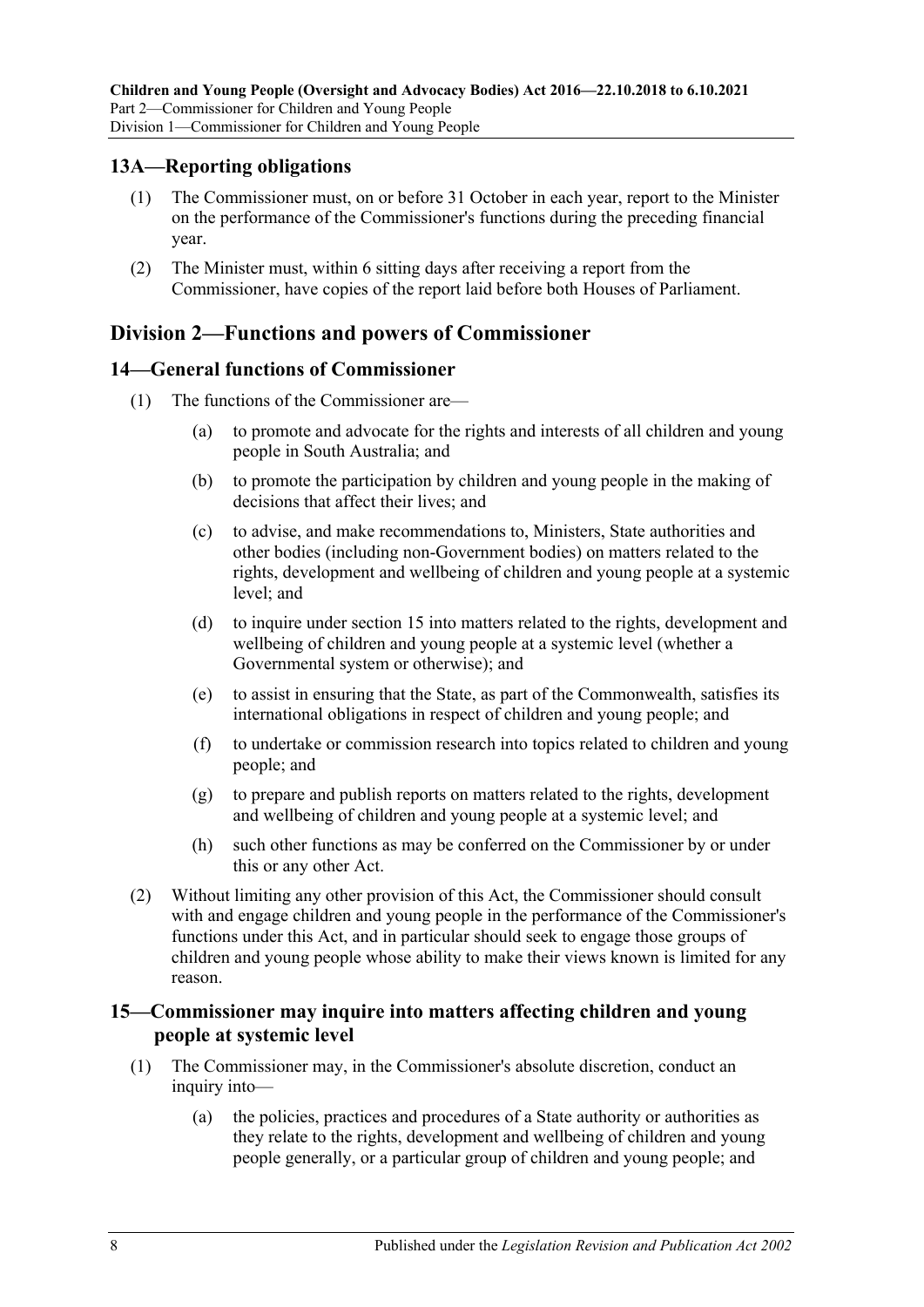## 13A—Reporting obligations

(1) The Commissioner must, on or before 31 October in each year, report to the Minister on the performance of the Commissioner's functions during the preceding financial year.

(2) The Minister must, within 6 sitting days after receiving a report from the Commissioner, have copies of the report laid before both Houses of Parliament.

# Division 2—Functions and powers of Commissioner

## 14—General functions of Commissioner

(1) The functions of the Commissioner are—

(a) to promote and advocate for the rights and interests of all children and young people in South Australia; and

(b) to promote the participation by children and young people in the making of decisions that affect their lives; and

(c) to advise, and make recommendations to, Ministers, State authorities and other bodies (including non-Government bodies) on matters related to the rights, development and wellbeing of children and young people at a systemic level; and

(d) to inquire under section 15 into matters related to the rights, development and wellbeing of children and young people at a systemic level (whether a Governmental system or otherwise); and

(e) to assist in ensuring that the State, as part of the Commonwealth, satisfies its international obligations in respect of children and young people; and

(f) to undertake or commission research into topics related to children and young people; and

(g) to prepare and publish reports on matters related to the rights, development and wellbeing of children and young people at a systemic level; and

(h) such other functions as may be conferred on the Commissioner by or under this or any other Act.

(2) Without limiting any other provision of this Act, the Commissioner should consult with and engage children and young people in the performance of the Commissioner's functions under this Act, and in particular should seek to engage those groups of children and young people whose ability to make their views known is limited for any reason.

## 15—Commissioner may inquire into matters affecting children and young people at systemic level

(1) The Commissioner may, in the Commissioner's absolute discretion, conduct an inquiry into—

(a) the policies, practices and procedures of a State authority or authorities as they relate to the rights, development and wellbeing of children and young people generally, or a particular group of children and young people; and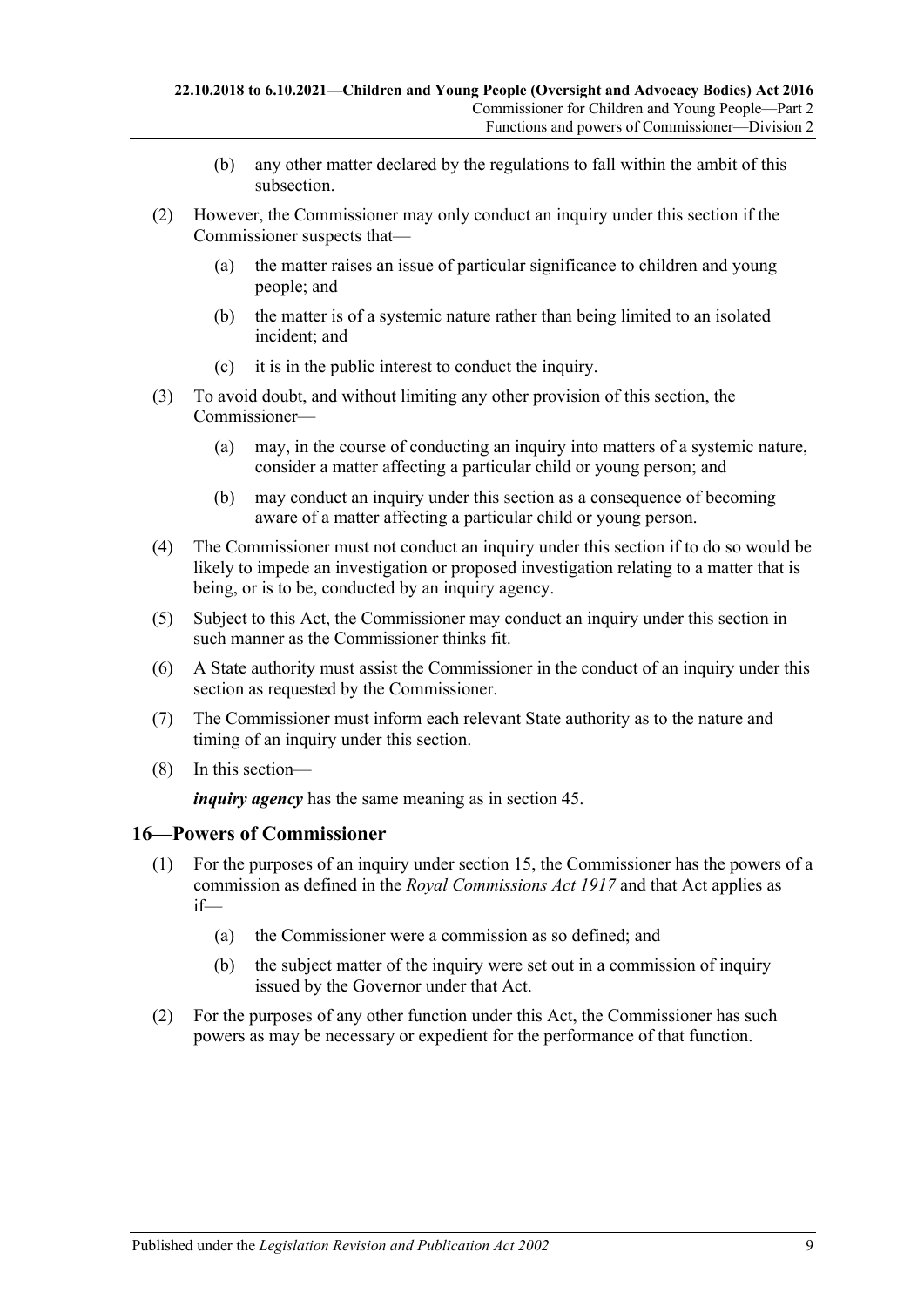(b) any other matter declared by the regulations to fall within the ambit of this subsection.

(2) However, the Commissioner may only conduct an inquiry under this section if the Commissioner suspects that—

(a) the matter raises an issue of particular significance to children and young people; and

(b) the matter is of a systemic nature rather than being limited to an isolated incident; and

(c) it is in the public interest to conduct the inquiry.

(3) To avoid doubt, and without limiting any other provision of this section, the Commissioner—

(a) may, in the course of conducting an inquiry into matters of a systemic nature, consider a matter affecting a particular child or young person; and

(b) may conduct an inquiry under this section as a consequence of becoming aware of a matter affecting a particular child or young person.

(4) The Commissioner must not conduct an inquiry under this section if to do so would be likely to impede an investigation or proposed investigation relating to a matter that is being, or is to be, conducted by an inquiry agency.

(5) Subject to this Act, the Commissioner may conduct an inquiry under this section in such manner as the Commissioner thinks fit.

(6) A State authority must assist the Commissioner in the conduct of an inquiry under this section as requested by the Commissioner.

(7) The Commissioner must inform each relevant State authority as to the nature and timing of an inquiry under this section.

(8) In this section—

***inquiry agency*** has the same meaning as in section 45.

## 16—Powers of Commissioner

(1) For the purposes of an inquiry under section 15, the Commissioner has the powers of a commission as defined in the *Royal Commissions Act 1917* and that Act applies as if—

(a) the Commissioner were a commission as so defined; and

(b) the subject matter of the inquiry were set out in a commission of inquiry issued by the Governor under that Act.

(2) For the purposes of any other function under this Act, the Commissioner has such powers as may be necessary or expedient for the performance of that function.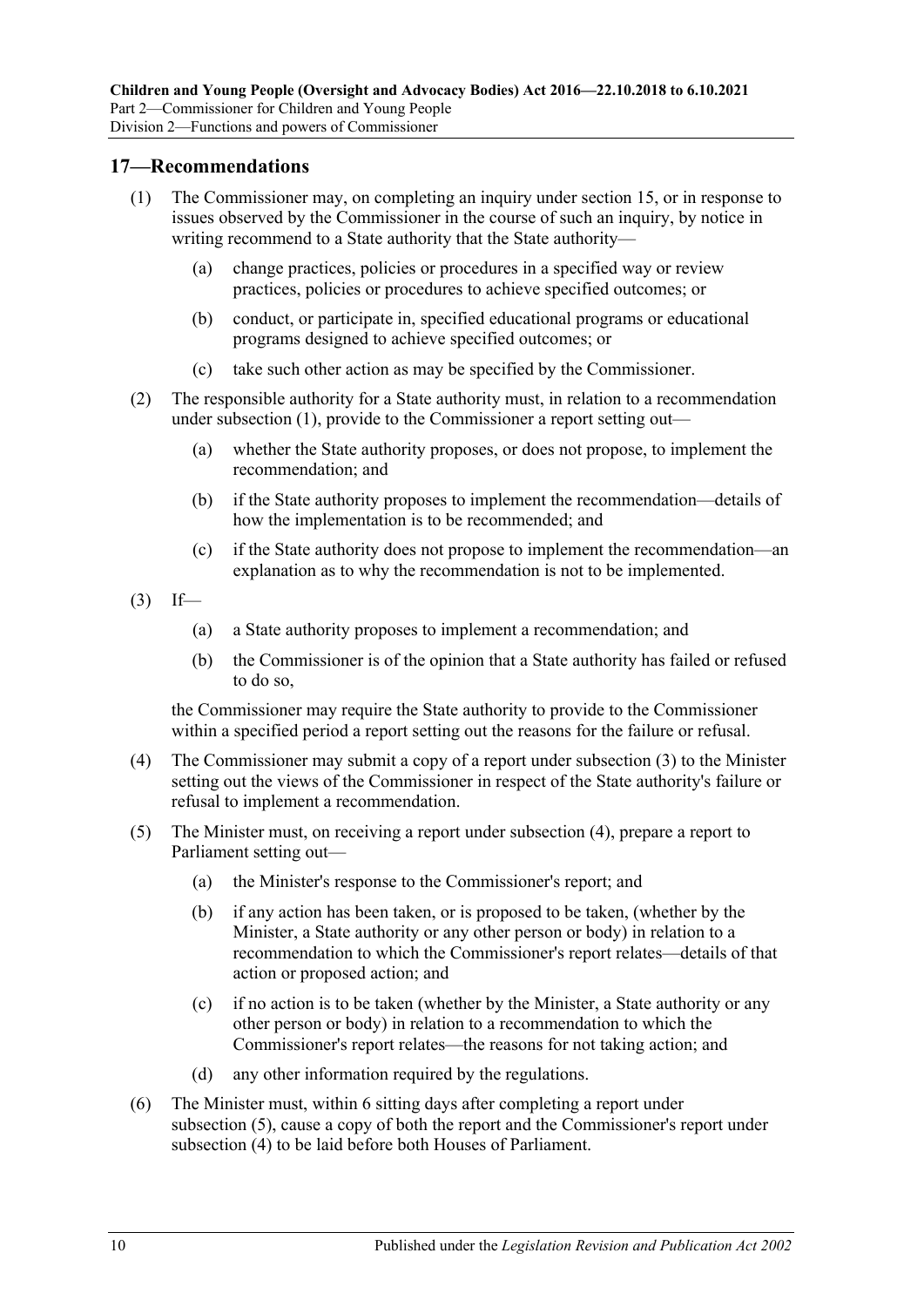## 17—Recommendations

(1) The Commissioner may, on completing an inquiry under section 15, or in response to issues observed by the Commissioner in the course of such an inquiry, by notice in writing recommend to a State authority that the State authority—

(a) change practices, policies or procedures in a specified way or review practices, policies or procedures to achieve specified outcomes; or

(b) conduct, or participate in, specified educational programs or educational programs designed to achieve specified outcomes; or

(c) take such other action as may be specified by the Commissioner.

(2) The responsible authority for a State authority must, in relation to a recommendation under subsection (1), provide to the Commissioner a report setting out—

(a) whether the State authority proposes, or does not propose, to implement the recommendation; and

(b) if the State authority proposes to implement the recommendation—details of how the implementation is to be recommended; and

(c) if the State authority does not propose to implement the recommendation—an explanation as to why the recommendation is not to be implemented.

(3) If—

(a) a State authority proposes to implement a recommendation; and

(b) the Commissioner is of the opinion that a State authority has failed or refused to do so,

the Commissioner may require the State authority to provide to the Commissioner within a specified period a report setting out the reasons for the failure or refusal.

(4) The Commissioner may submit a copy of a report under subsection (3) to the Minister setting out the views of the Commissioner in respect of the State authority's failure or refusal to implement a recommendation.

(5) The Minister must, on receiving a report under subsection (4), prepare a report to Parliament setting out—

(a) the Minister's response to the Commissioner's report; and

(b) if any action has been taken, or is proposed to be taken, (whether by the Minister, a State authority or any other person or body) in relation to a recommendation to which the Commissioner's report relates—details of that action or proposed action; and

(c) if no action is to be taken (whether by the Minister, a State authority or any other person or body) in relation to a recommendation to which the Commissioner's report relates—the reasons for not taking action; and

(d) any other information required by the regulations.

(6) The Minister must, within 6 sitting days after completing a report under subsection (5), cause a copy of both the report and the Commissioner's report under subsection (4) to be laid before both Houses of Parliament.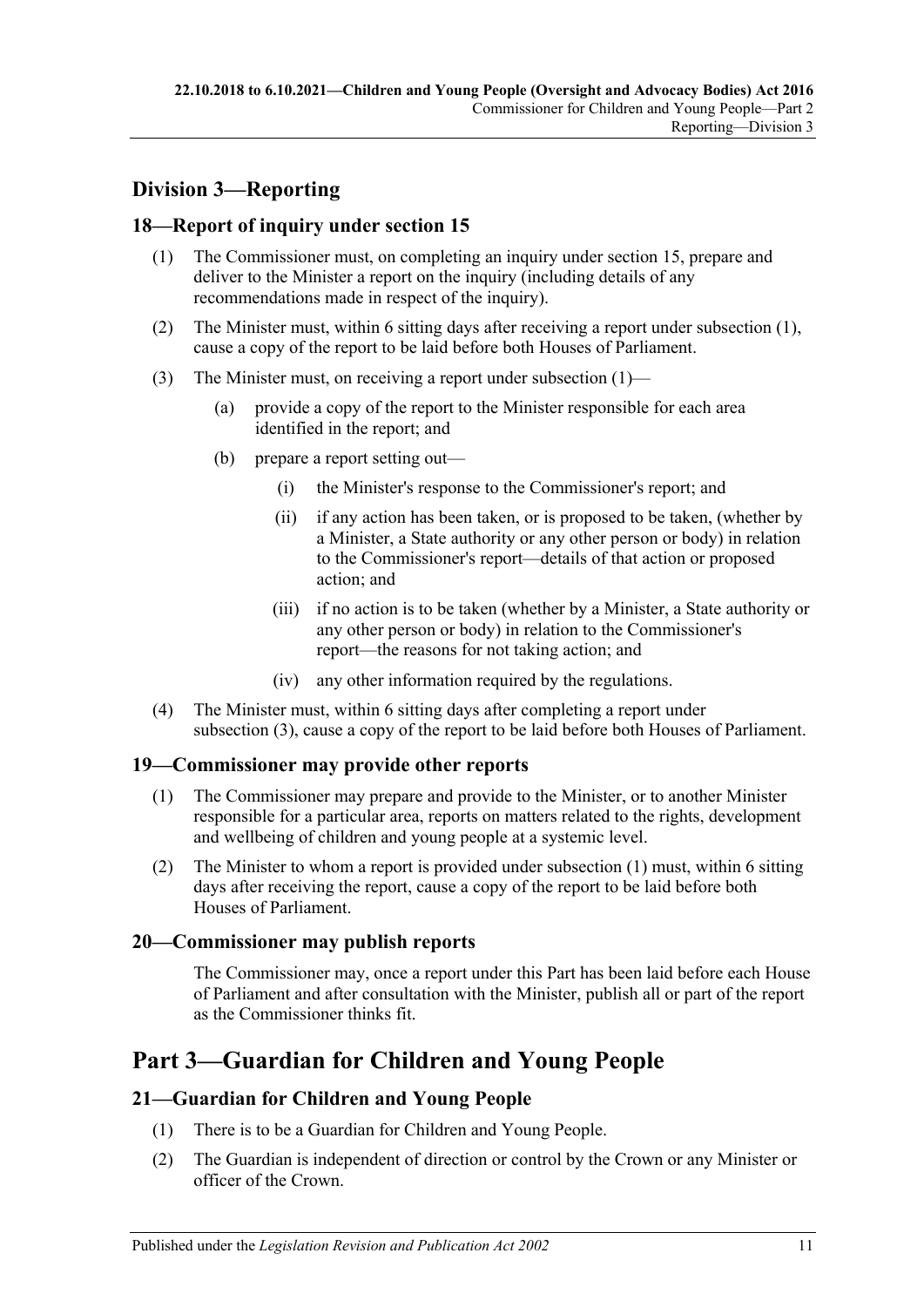## Division 3—Reporting

### 18—Report of inquiry under section 15

(1) The Commissioner must, on completing an inquiry under section 15, prepare and deliver to the Minister a report on the inquiry (including details of any recommendations made in respect of the inquiry).

(2) The Minister must, within 6 sitting days after receiving a report under subsection (1), cause a copy of the report to be laid before both Houses of Parliament.

(3) The Minister must, on receiving a report under subsection (1)—

- (a) provide a copy of the report to the Minister responsible for each area identified in the report; and
- (b) prepare a report setting out—
  - (i) the Minister's response to the Commissioner's report; and
  - (ii) if any action has been taken, or is proposed to be taken, (whether by a Minister, a State authority or any other person or body) in relation to the Commissioner's report—details of that action or proposed action; and
  - (iii) if no action is to be taken (whether by a Minister, a State authority or any other person or body) in relation to the Commissioner's report—the reasons for not taking action; and
  - (iv) any other information required by the regulations.

(4) The Minister must, within 6 sitting days after completing a report under subsection (3), cause a copy of the report to be laid before both Houses of Parliament.

### 19—Commissioner may provide other reports

(1) The Commissioner may prepare and provide to the Minister, or to another Minister responsible for a particular area, reports on matters related to the rights, development and wellbeing of children and young people at a systemic level.

(2) The Minister to whom a report is provided under subsection (1) must, within 6 sitting days after receiving the report, cause a copy of the report to be laid before both Houses of Parliament.

### 20—Commissioner may publish reports

The Commissioner may, once a report under this Part has been laid before each House of Parliament and after consultation with the Minister, publish all or part of the report as the Commissioner thinks fit.

# Part 3—Guardian for Children and Young People

### 21—Guardian for Children and Young People

(1) There is to be a Guardian for Children and Young People.

(2) The Guardian is independent of direction or control by the Crown or any Minister or officer of the Crown.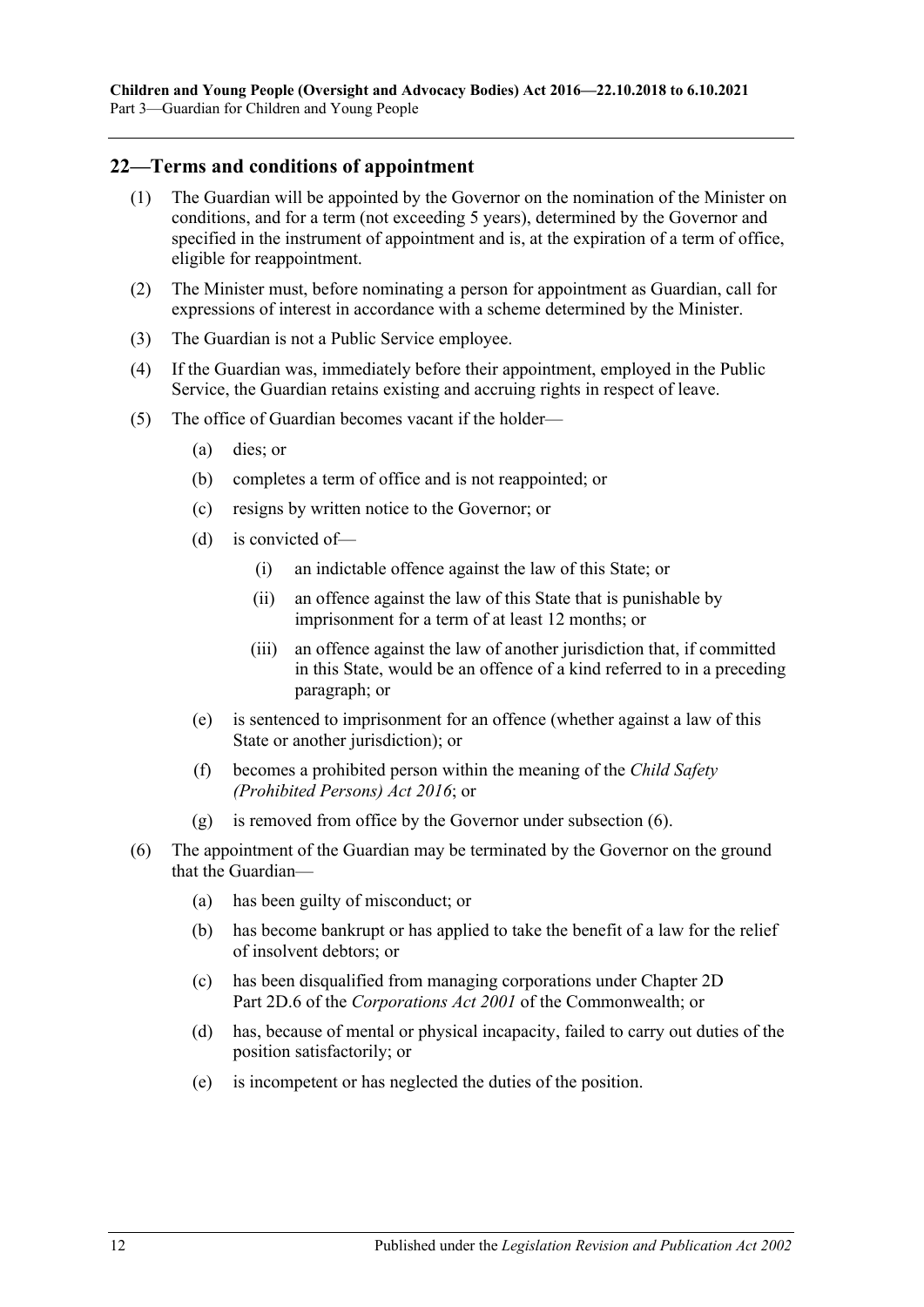## 22—Terms and conditions of appointment

(1) The Guardian will be appointed by the Governor on the nomination of the Minister on conditions, and for a term (not exceeding 5 years), determined by the Governor and specified in the instrument of appointment and is, at the expiration of a term of office, eligible for reappointment.

(2) The Minister must, before nominating a person for appointment as Guardian, call for expressions of interest in accordance with a scheme determined by the Minister.

(3) The Guardian is not a Public Service employee.

(4) If the Guardian was, immediately before their appointment, employed in the Public Service, the Guardian retains existing and accruing rights in respect of leave.

(5) The office of Guardian becomes vacant if the holder—

(a) dies; or

(b) completes a term of office and is not reappointed; or

(c) resigns by written notice to the Governor; or

(d) is convicted of—

(i) an indictable offence against the law of this State; or

(ii) an offence against the law of this State that is punishable by imprisonment for a term of at least 12 months; or

(iii) an offence against the law of another jurisdiction that, if committed in this State, would be an offence of a kind referred to in a preceding paragraph; or

(e) is sentenced to imprisonment for an offence (whether against a law of this State or another jurisdiction); or

(f) becomes a prohibited person within the meaning of the *Child Safety (Prohibited Persons) Act 2016*; or

(g) is removed from office by the Governor under subsection (6).

(6) The appointment of the Guardian may be terminated by the Governor on the ground that the Guardian—

(a) has been guilty of misconduct; or

(b) has become bankrupt or has applied to take the benefit of a law for the relief of insolvent debtors; or

(c) has been disqualified from managing corporations under Chapter 2D Part 2D.6 of the *Corporations Act 2001* of the Commonwealth; or

(d) has, because of mental or physical incapacity, failed to carry out duties of the position satisfactorily; or

(e) is incompetent or has neglected the duties of the position.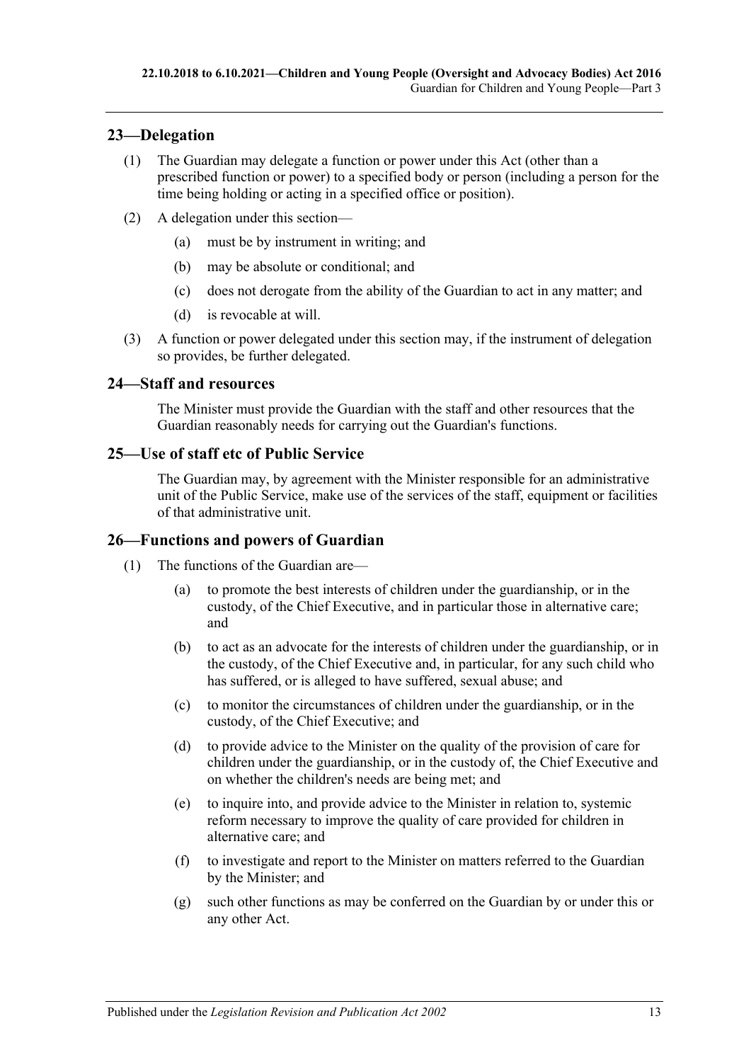## 23—Delegation

(1) The Guardian may delegate a function or power under this Act (other than a prescribed function or power) to a specified body or person (including a person for the time being holding or acting in a specified office or position).

(2) A delegation under this section—

(a) must be by instrument in writing; and

(b) may be absolute or conditional; and

(c) does not derogate from the ability of the Guardian to act in any matter; and

(d) is revocable at will.

(3) A function or power delegated under this section may, if the instrument of delegation so provides, be further delegated.

## 24—Staff and resources

The Minister must provide the Guardian with the staff and other resources that the Guardian reasonably needs for carrying out the Guardian's functions.

## 25—Use of staff etc of Public Service

The Guardian may, by agreement with the Minister responsible for an administrative unit of the Public Service, make use of the services of the staff, equipment or facilities of that administrative unit.

## 26—Functions and powers of Guardian

(1) The functions of the Guardian are—

(a) to promote the best interests of children under the guardianship, or in the custody, of the Chief Executive, and in particular those in alternative care; and

(b) to act as an advocate for the interests of children under the guardianship, or in the custody, of the Chief Executive and, in particular, for any such child who has suffered, or is alleged to have suffered, sexual abuse; and

(c) to monitor the circumstances of children under the guardianship, or in the custody, of the Chief Executive; and

(d) to provide advice to the Minister on the quality of the provision of care for children under the guardianship, or in the custody of, the Chief Executive and on whether the children's needs are being met; and

(e) to inquire into, and provide advice to the Minister in relation to, systemic reform necessary to improve the quality of care provided for children in alternative care; and

(f) to investigate and report to the Minister on matters referred to the Guardian by the Minister; and

(g) such other functions as may be conferred on the Guardian by or under this or any other Act.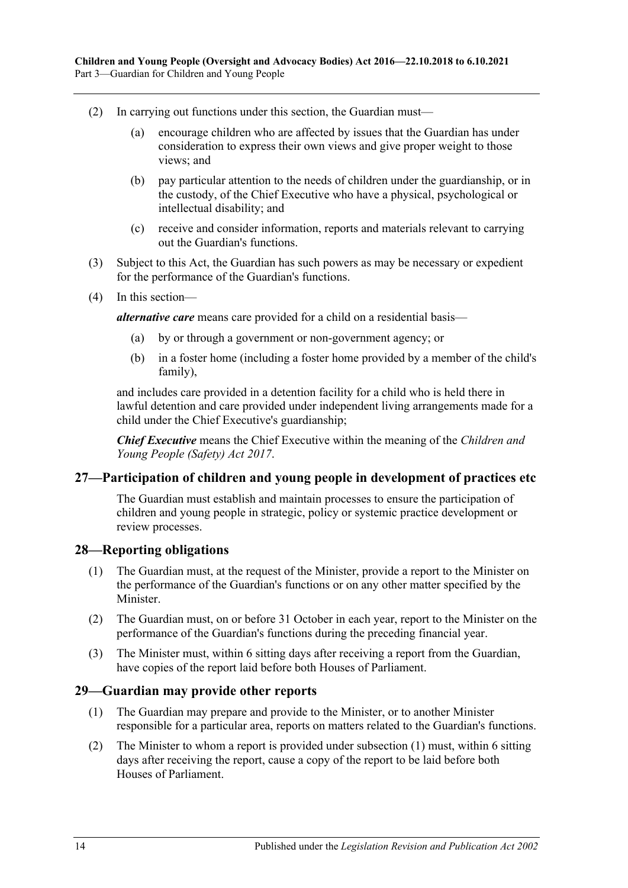(2) In carrying out functions under this section, the Guardian must—

(a) encourage children who are affected by issues that the Guardian has under consideration to express their own views and give proper weight to those views; and

(b) pay particular attention to the needs of children under the guardianship, or in the custody, of the Chief Executive who have a physical, psychological or intellectual disability; and

(c) receive and consider information, reports and materials relevant to carrying out the Guardian's functions.

(3) Subject to this Act, the Guardian has such powers as may be necessary or expedient for the performance of the Guardian's functions.

(4) In this section—

***alternative care*** means care provided for a child on a residential basis—

(a) by or through a government or non-government agency; or

(b) in a foster home (including a foster home provided by a member of the child's family),

and includes care provided in a detention facility for a child who is held there in lawful detention and care provided under independent living arrangements made for a child under the Chief Executive's guardianship;

***Chief Executive*** means the Chief Executive within the meaning of the *Children and Young People (Safety) Act 2017*.

## 27—Participation of children and young people in development of practices etc

The Guardian must establish and maintain processes to ensure the participation of children and young people in strategic, policy or systemic practice development or review processes.

## 28—Reporting obligations

(1) The Guardian must, at the request of the Minister, provide a report to the Minister on the performance of the Guardian's functions or on any other matter specified by the Minister.

(2) The Guardian must, on or before 31 October in each year, report to the Minister on the performance of the Guardian's functions during the preceding financial year.

(3) The Minister must, within 6 sitting days after receiving a report from the Guardian, have copies of the report laid before both Houses of Parliament.

## 29—Guardian may provide other reports

(1) The Guardian may prepare and provide to the Minister, or to another Minister responsible for a particular area, reports on matters related to the Guardian's functions.

(2) The Minister to whom a report is provided under subsection (1) must, within 6 sitting days after receiving the report, cause a copy of the report to be laid before both Houses of Parliament.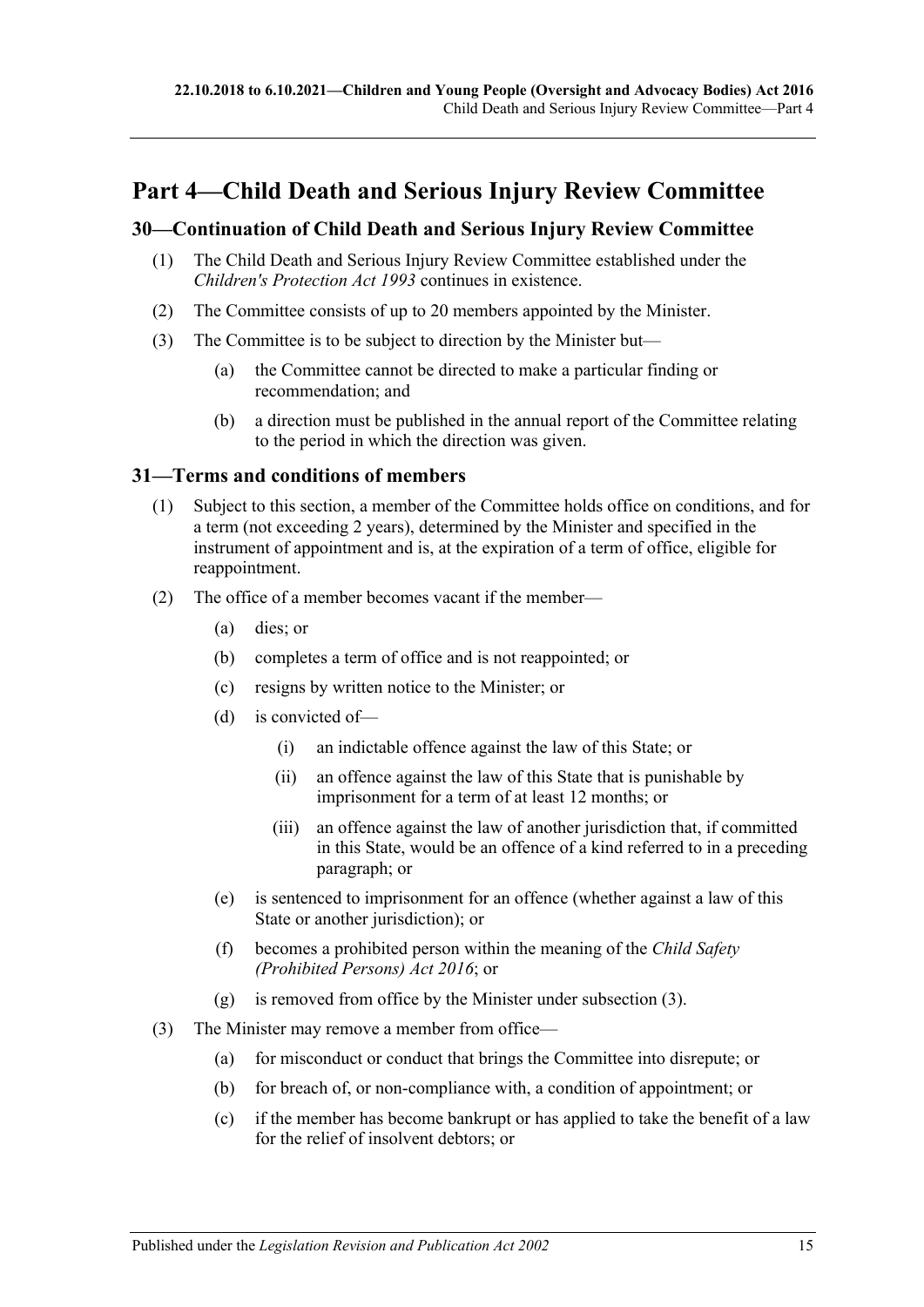# Part 4—Child Death and Serious Injury Review Committee

## 30—Continuation of Child Death and Serious Injury Review Committee

(1) The Child Death and Serious Injury Review Committee established under the *Children's Protection Act 1993* continues in existence.

(2) The Committee consists of up to 20 members appointed by the Minister.

(3) The Committee is to be subject to direction by the Minister but—

- (a) the Committee cannot be directed to make a particular finding or recommendation; and
- (b) a direction must be published in the annual report of the Committee relating to the period in which the direction was given.

## 31—Terms and conditions of members

(1) Subject to this section, a member of the Committee holds office on conditions, and for a term (not exceeding 2 years), determined by the Minister and specified in the instrument of appointment and is, at the expiration of a term of office, eligible for reappointment.

(2) The office of a member becomes vacant if the member—

- (a) dies; or
- (b) completes a term of office and is not reappointed; or
- (c) resigns by written notice to the Minister; or
- (d) is convicted of—
  - (i) an indictable offence against the law of this State; or
  - (ii) an offence against the law of this State that is punishable by imprisonment for a term of at least 12 months; or
  - (iii) an offence against the law of another jurisdiction that, if committed in this State, would be an offence of a kind referred to in a preceding paragraph; or
- (e) is sentenced to imprisonment for an offence (whether against a law of this State or another jurisdiction); or
- (f) becomes a prohibited person within the meaning of the *Child Safety (Prohibited Persons) Act 2016*; or
- (g) is removed from office by the Minister under subsection (3).

(3) The Minister may remove a member from office—

- (a) for misconduct or conduct that brings the Committee into disrepute; or
- (b) for breach of, or non-compliance with, a condition of appointment; or
- (c) if the member has become bankrupt or has applied to take the benefit of a law for the relief of insolvent debtors; or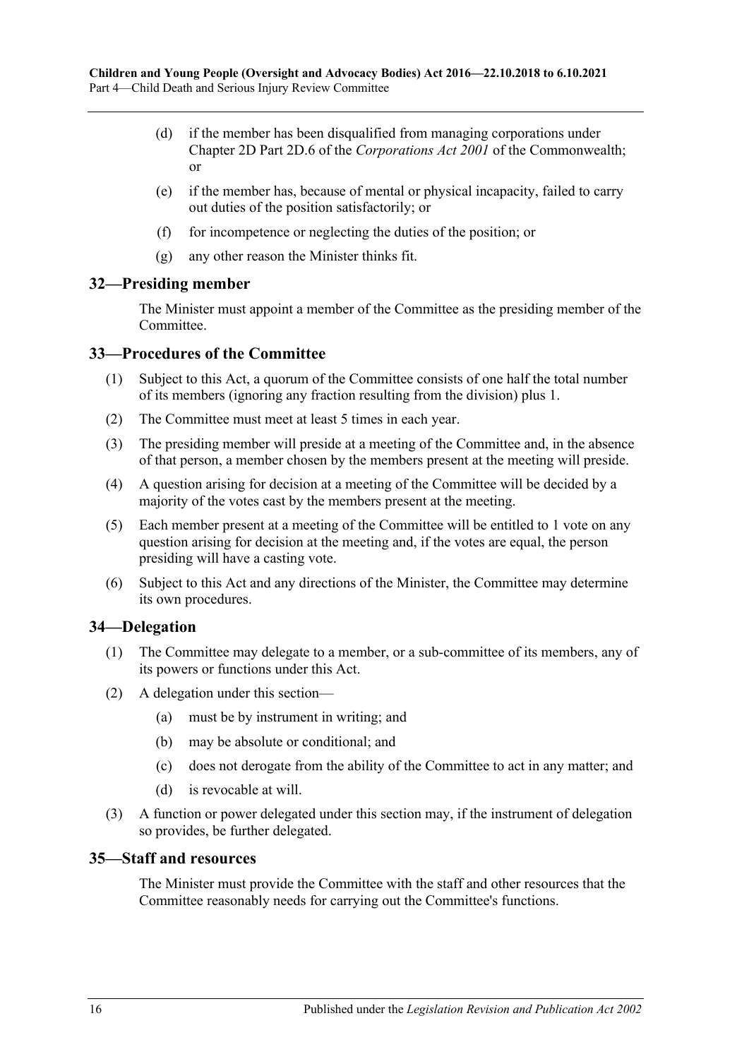(d) if the member has been disqualified from managing corporations under Chapter 2D Part 2D.6 of the *Corporations Act 2001* of the Commonwealth; or

(e) if the member has, because of mental or physical incapacity, failed to carry out duties of the position satisfactorily; or

(f) for incompetence or neglecting the duties of the position; or

(g) any other reason the Minister thinks fit.

## 32—Presiding member

The Minister must appoint a member of the Committee as the presiding member of the Committee.

## 33—Procedures of the Committee

(1) Subject to this Act, a quorum of the Committee consists of one half the total number of its members (ignoring any fraction resulting from the division) plus 1.

(2) The Committee must meet at least 5 times in each year.

(3) The presiding member will preside at a meeting of the Committee and, in the absence of that person, a member chosen by the members present at the meeting will preside.

(4) A question arising for decision at a meeting of the Committee will be decided by a majority of the votes cast by the members present at the meeting.

(5) Each member present at a meeting of the Committee will be entitled to 1 vote on any question arising for decision at the meeting and, if the votes are equal, the person presiding will have a casting vote.

(6) Subject to this Act and any directions of the Minister, the Committee may determine its own procedures.

## 34—Delegation

(1) The Committee may delegate to a member, or a sub-committee of its members, any of its powers or functions under this Act.

(2) A delegation under this section—

(a) must be by instrument in writing; and

(b) may be absolute or conditional; and

(c) does not derogate from the ability of the Committee to act in any matter; and

(d) is revocable at will.

(3) A function or power delegated under this section may, if the instrument of delegation so provides, be further delegated.

## 35—Staff and resources

The Minister must provide the Committee with the staff and other resources that the Committee reasonably needs for carrying out the Committee's functions.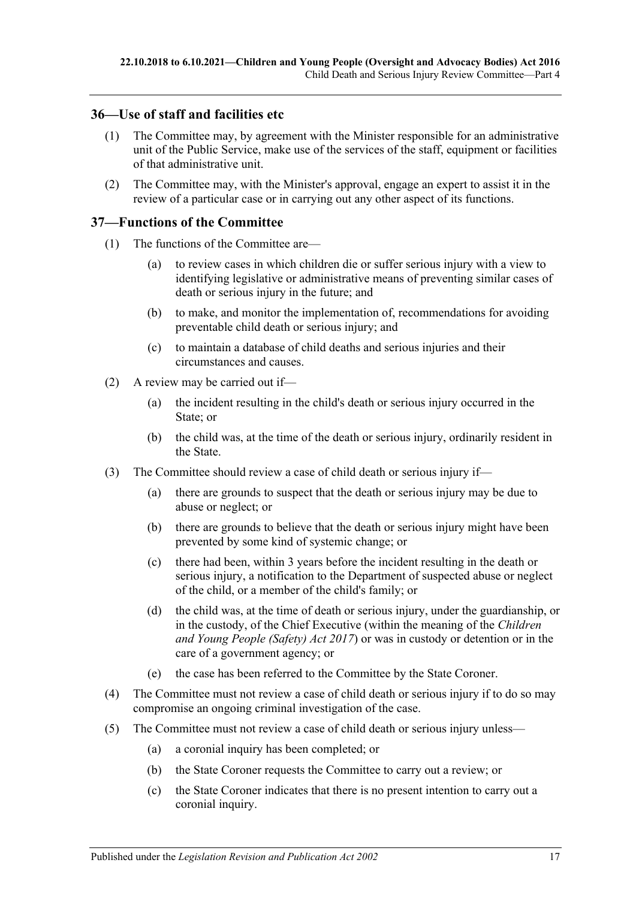## 36—Use of staff and facilities etc

(1) The Committee may, by agreement with the Minister responsible for an administrative unit of the Public Service, make use of the services of the staff, equipment or facilities of that administrative unit.

(2) The Committee may, with the Minister's approval, engage an expert to assist it in the review of a particular case or in carrying out any other aspect of its functions.

## 37—Functions of the Committee

(1) The functions of the Committee are—

- (a) to review cases in which children die or suffer serious injury with a view to identifying legislative or administrative means of preventing similar cases of death or serious injury in the future; and
- (b) to make, and monitor the implementation of, recommendations for avoiding preventable child death or serious injury; and
- (c) to maintain a database of child deaths and serious injuries and their circumstances and causes.

(2) A review may be carried out if—

- (a) the incident resulting in the child's death or serious injury occurred in the State; or
- (b) the child was, at the time of the death or serious injury, ordinarily resident in the State.

(3) The Committee should review a case of child death or serious injury if—

- (a) there are grounds to suspect that the death or serious injury may be due to abuse or neglect; or
- (b) there are grounds to believe that the death or serious injury might have been prevented by some kind of systemic change; or
- (c) there had been, within 3 years before the incident resulting in the death or serious injury, a notification to the Department of suspected abuse or neglect of the child, or a member of the child's family; or
- (d) the child was, at the time of death or serious injury, under the guardianship, or in the custody, of the Chief Executive (within the meaning of the *Children and Young People (Safety) Act 2017*) or was in custody or detention or in the care of a government agency; or
- (e) the case has been referred to the Committee by the State Coroner.

(4) The Committee must not review a case of child death or serious injury if to do so may compromise an ongoing criminal investigation of the case.

(5) The Committee must not review a case of child death or serious injury unless—

- (a) a coronial inquiry has been completed; or
- (b) the State Coroner requests the Committee to carry out a review; or
- (c) the State Coroner indicates that there is no present intention to carry out a coronial inquiry.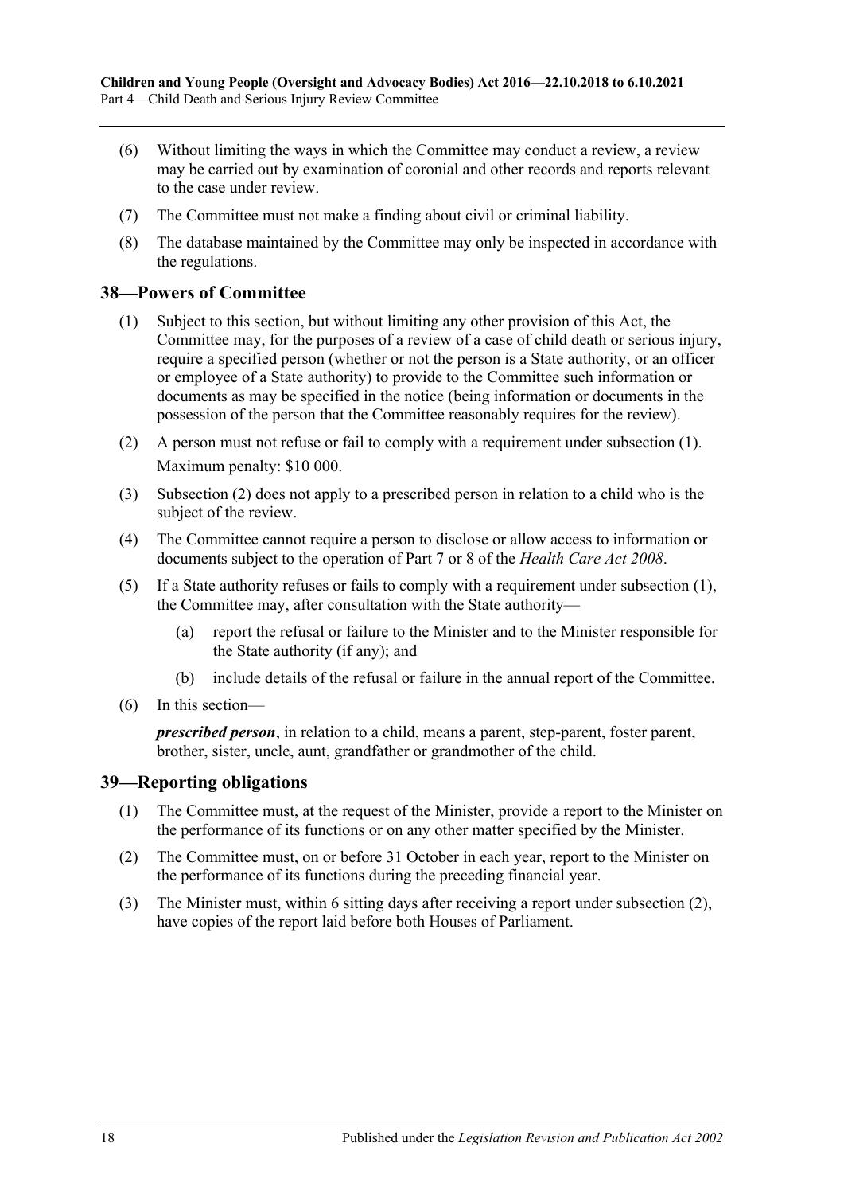(6) Without limiting the ways in which the Committee may conduct a review, a review may be carried out by examination of coronial and other records and reports relevant to the case under review.

(7) The Committee must not make a finding about civil or criminal liability.

(8) The database maintained by the Committee may only be inspected in accordance with the regulations.

## 38—Powers of Committee

(1) Subject to this section, but without limiting any other provision of this Act, the Committee may, for the purposes of a review of a case of child death or serious injury, require a specified person (whether or not the person is a State authority, or an officer or employee of a State authority) to provide to the Committee such information or documents as may be specified in the notice (being information or documents in the possession of the person that the Committee reasonably requires for the review).

(2) A person must not refuse or fail to comply with a requirement under subsection (1).

Maximum penalty: $10 000.

(3) Subsection (2) does not apply to a prescribed person in relation to a child who is the subject of the review.

(4) The Committee cannot require a person to disclose or allow access to information or documents subject to the operation of Part 7 or 8 of the *Health Care Act 2008*.

(5) If a State authority refuses or fails to comply with a requirement under subsection (1), the Committee may, after consultation with the State authority—

(a) report the refusal or failure to the Minister and to the Minister responsible for the State authority (if any); and

(b) include details of the refusal or failure in the annual report of the Committee.

(6) In this section—

***prescribed person***, in relation to a child, means a parent, step-parent, foster parent, brother, sister, uncle, aunt, grandfather or grandmother of the child.

## 39—Reporting obligations

(1) The Committee must, at the request of the Minister, provide a report to the Minister on the performance of its functions or on any other matter specified by the Minister.

(2) The Committee must, on or before 31 October in each year, report to the Minister on the performance of its functions during the preceding financial year.

(3) The Minister must, within 6 sitting days after receiving a report under subsection (2), have copies of the report laid before both Houses of Parliament.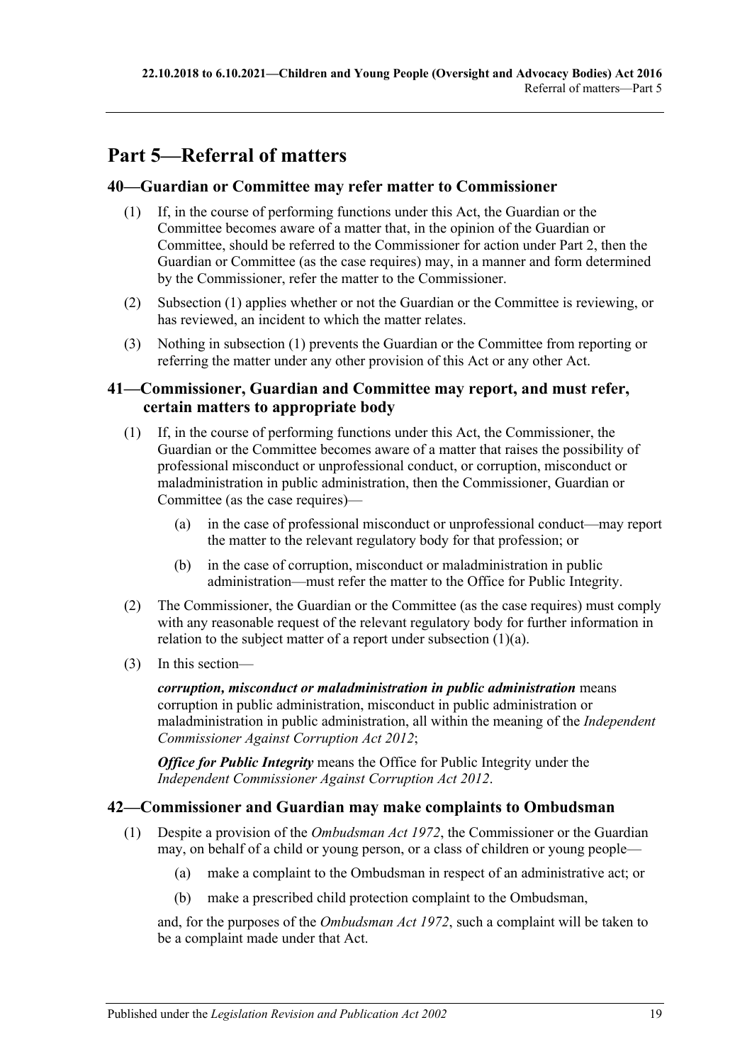# Part 5—Referral of matters

## 40—Guardian or Committee may refer matter to Commissioner

(1) If, in the course of performing functions under this Act, the Guardian or the Committee becomes aware of a matter that, in the opinion of the Guardian or Committee, should be referred to the Commissioner for action under Part 2, then the Guardian or Committee (as the case requires) may, in a manner and form determined by the Commissioner, refer the matter to the Commissioner.

(2) Subsection (1) applies whether or not the Guardian or the Committee is reviewing, or has reviewed, an incident to which the matter relates.

(3) Nothing in subsection (1) prevents the Guardian or the Committee from reporting or referring the matter under any other provision of this Act or any other Act.

## 41—Commissioner, Guardian and Committee may report, and must refer, certain matters to appropriate body

(1) If, in the course of performing functions under this Act, the Commissioner, the Guardian or the Committee becomes aware of a matter that raises the possibility of professional misconduct or unprofessional conduct, or corruption, misconduct or maladministration in public administration, then the Commissioner, Guardian or Committee (as the case requires)—

   (a) in the case of professional misconduct or unprofessional conduct—may report the matter to the relevant regulatory body for that profession; or

   (b) in the case of corruption, misconduct or maladministration in public administration—must refer the matter to the Office for Public Integrity.

(2) The Commissioner, the Guardian or the Committee (as the case requires) must comply with any reasonable request of the relevant regulatory body for further information in relation to the subject matter of a report under subsection (1)(a).

(3) In this section—

***corruption, misconduct or maladministration in public administration*** means corruption in public administration, misconduct in public administration or maladministration in public administration, all within the meaning of the *Independent Commissioner Against Corruption Act 2012*;

***Office for Public Integrity*** means the Office for Public Integrity under the *Independent Commissioner Against Corruption Act 2012*.

## 42—Commissioner and Guardian may make complaints to Ombudsman

(1) Despite a provision of the *Ombudsman Act 1972*, the Commissioner or the Guardian may, on behalf of a child or young person, or a class of children or young people—

   (a) make a complaint to the Ombudsman in respect of an administrative act; or

   (b) make a prescribed child protection complaint to the Ombudsman,

and, for the purposes of the *Ombudsman Act 1972*, such a complaint will be taken to be a complaint made under that Act.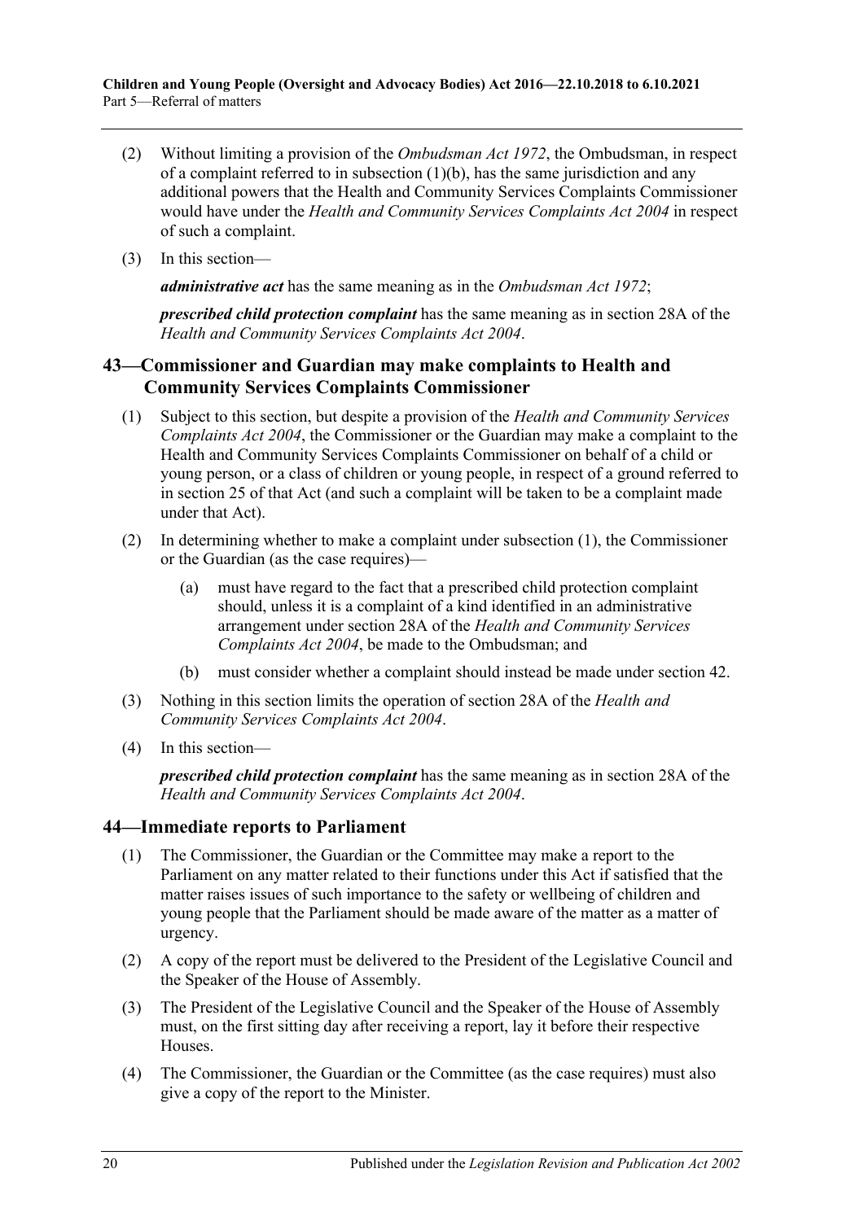(2) Without limiting a provision of the *Ombudsman Act 1972*, the Ombudsman, in respect of a complaint referred to in subsection (1)(b), has the same jurisdiction and any additional powers that the Health and Community Services Complaints Commissioner would have under the *Health and Community Services Complaints Act 2004* in respect of such a complaint.

(3) In this section—

***administrative act*** has the same meaning as in the *Ombudsman Act 1972*;

***prescribed child protection complaint*** has the same meaning as in section 28A of the *Health and Community Services Complaints Act 2004*.

## 43—Commissioner and Guardian may make complaints to Health and Community Services Complaints Commissioner

(1) Subject to this section, but despite a provision of the *Health and Community Services Complaints Act 2004*, the Commissioner or the Guardian may make a complaint to the Health and Community Services Complaints Commissioner on behalf of a child or young person, or a class of children or young people, in respect of a ground referred to in section 25 of that Act (and such a complaint will be taken to be a complaint made under that Act).

(2) In determining whether to make a complaint under subsection (1), the Commissioner or the Guardian (as the case requires)—

(a) must have regard to the fact that a prescribed child protection complaint should, unless it is a complaint of a kind identified in an administrative arrangement under section 28A of the *Health and Community Services Complaints Act 2004*, be made to the Ombudsman; and

(b) must consider whether a complaint should instead be made under section 42.

(3) Nothing in this section limits the operation of section 28A of the *Health and Community Services Complaints Act 2004*.

(4) In this section—

***prescribed child protection complaint*** has the same meaning as in section 28A of the *Health and Community Services Complaints Act 2004*.

## 44—Immediate reports to Parliament

(1) The Commissioner, the Guardian or the Committee may make a report to the Parliament on any matter related to their functions under this Act if satisfied that the matter raises issues of such importance to the safety or wellbeing of children and young people that the Parliament should be made aware of the matter as a matter of urgency.

(2) A copy of the report must be delivered to the President of the Legislative Council and the Speaker of the House of Assembly.

(3) The President of the Legislative Council and the Speaker of the House of Assembly must, on the first sitting day after receiving a report, lay it before their respective Houses.

(4) The Commissioner, the Guardian or the Committee (as the case requires) must also give a copy of the report to the Minister.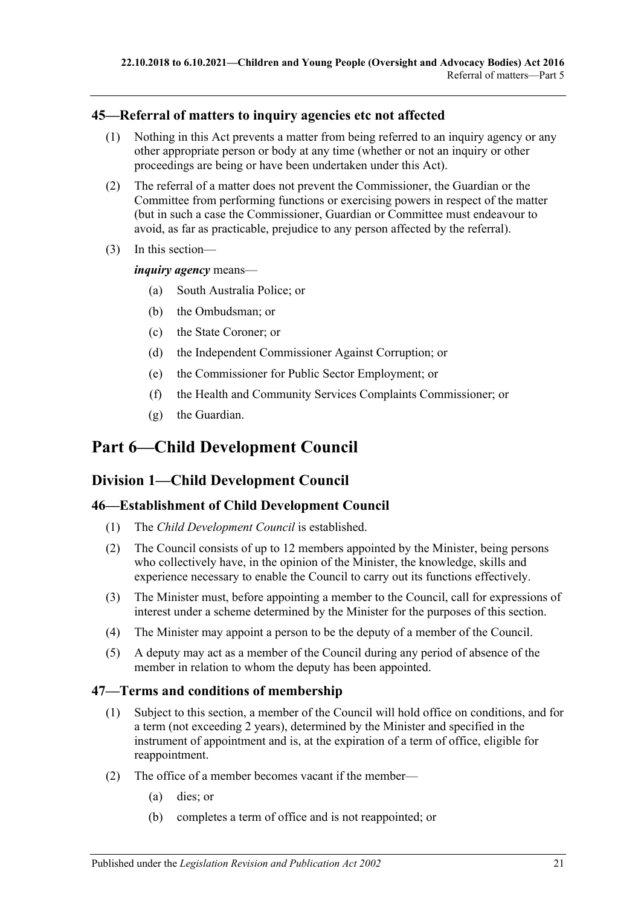### 45—Referral of matters to inquiry agencies etc not affected

(1) Nothing in this Act prevents a matter from being referred to an inquiry agency or any other appropriate person or body at any time (whether or not an inquiry or other proceedings are being or have been undertaken under this Act).

(2) The referral of a matter does not prevent the Commissioner, the Guardian or the Committee from performing functions or exercising powers in respect of the matter (but in such a case the Commissioner, Guardian or Committee must endeavour to avoid, as far as practicable, prejudice to any person affected by the referral).

(3) In this section—

***inquiry agency*** means—

- (a) South Australia Police; or
- (b) the Ombudsman; or
- (c) the State Coroner; or
- (d) the Independent Commissioner Against Corruption; or
- (e) the Commissioner for Public Sector Employment; or
- (f) the Health and Community Services Complaints Commissioner; or
- (g) the Guardian.

# Part 6—Child Development Council

## Division 1—Child Development Council

### 46—Establishment of Child Development Council

(1) The *Child Development Council* is established.

(2) The Council consists of up to 12 members appointed by the Minister, being persons who collectively have, in the opinion of the Minister, the knowledge, skills and experience necessary to enable the Council to carry out its functions effectively.

(3) The Minister must, before appointing a member to the Council, call for expressions of interest under a scheme determined by the Minister for the purposes of this section.

(4) The Minister may appoint a person to be the deputy of a member of the Council.

(5) A deputy may act as a member of the Council during any period of absence of the member in relation to whom the deputy has been appointed.

### 47—Terms and conditions of membership

(1) Subject to this section, a member of the Council will hold office on conditions, and for a term (not exceeding 2 years), determined by the Minister and specified in the instrument of appointment and is, at the expiration of a term of office, eligible for reappointment.

(2) The office of a member becomes vacant if the member—

- (a) dies; or
- (b) completes a term of office and is not reappointed; or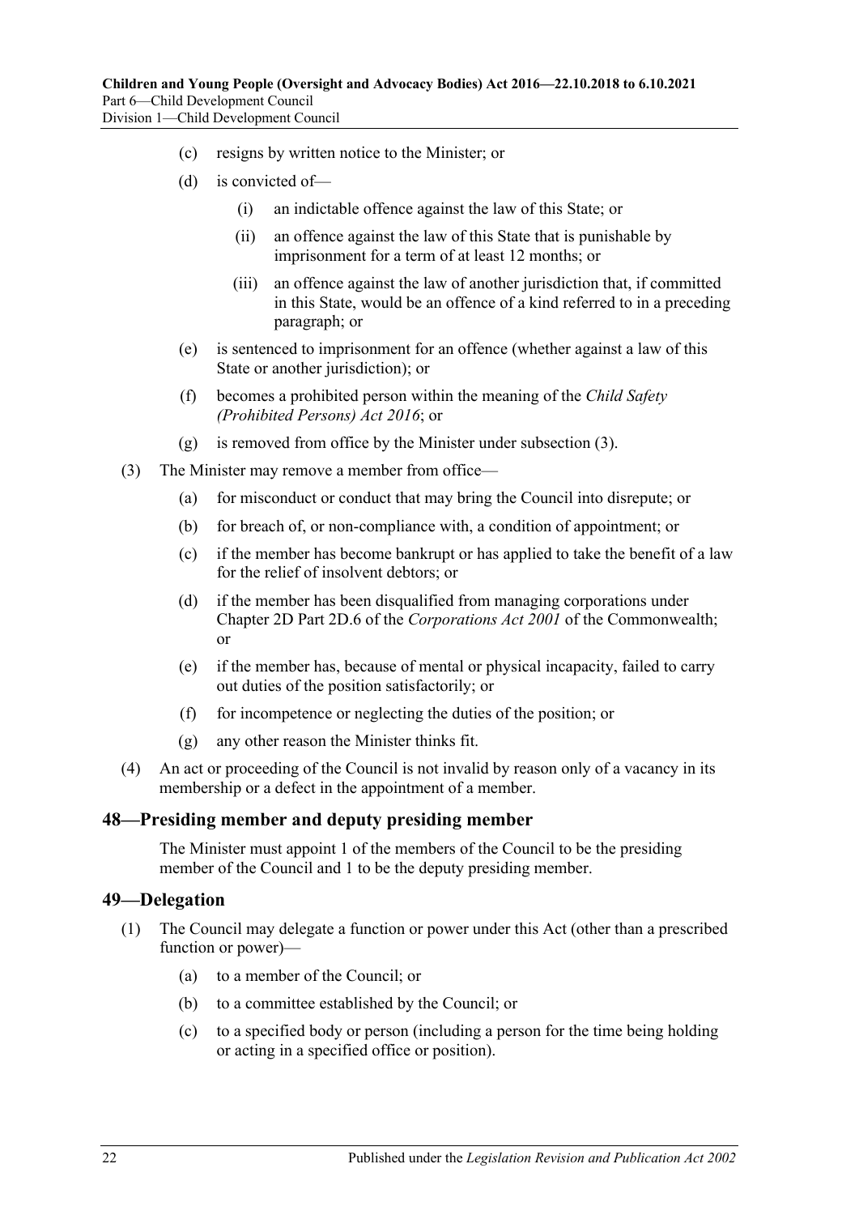(c) resigns by written notice to the Minister; or

(d) is convicted of—

  (i) an indictable offence against the law of this State; or

  (ii) an offence against the law of this State that is punishable by imprisonment for a term of at least 12 months; or

  (iii) an offence against the law of another jurisdiction that, if committed in this State, would be an offence of a kind referred to in a preceding paragraph; or

(e) is sentenced to imprisonment for an offence (whether against a law of this State or another jurisdiction); or

(f) becomes a prohibited person within the meaning of the *Child Safety (Prohibited Persons) Act 2016*; or

(g) is removed from office by the Minister under subsection (3).

(3) The Minister may remove a member from office—

(a) for misconduct or conduct that may bring the Council into disrepute; or

(b) for breach of, or non-compliance with, a condition of appointment; or

(c) if the member has become bankrupt or has applied to take the benefit of a law for the relief of insolvent debtors; or

(d) if the member has been disqualified from managing corporations under Chapter 2D Part 2D.6 of the *Corporations Act 2001* of the Commonwealth; or

(e) if the member has, because of mental or physical incapacity, failed to carry out duties of the position satisfactorily; or

(f) for incompetence or neglecting the duties of the position; or

(g) any other reason the Minister thinks fit.

(4) An act or proceeding of the Council is not invalid by reason only of a vacancy in its membership or a defect in the appointment of a member.

## 48—Presiding member and deputy presiding member

The Minister must appoint 1 of the members of the Council to be the presiding member of the Council and 1 to be the deputy presiding member.

## 49—Delegation

(1) The Council may delegate a function or power under this Act (other than a prescribed function or power)—

(a) to a member of the Council; or

(b) to a committee established by the Council; or

(c) to a specified body or person (including a person for the time being holding or acting in a specified office or position).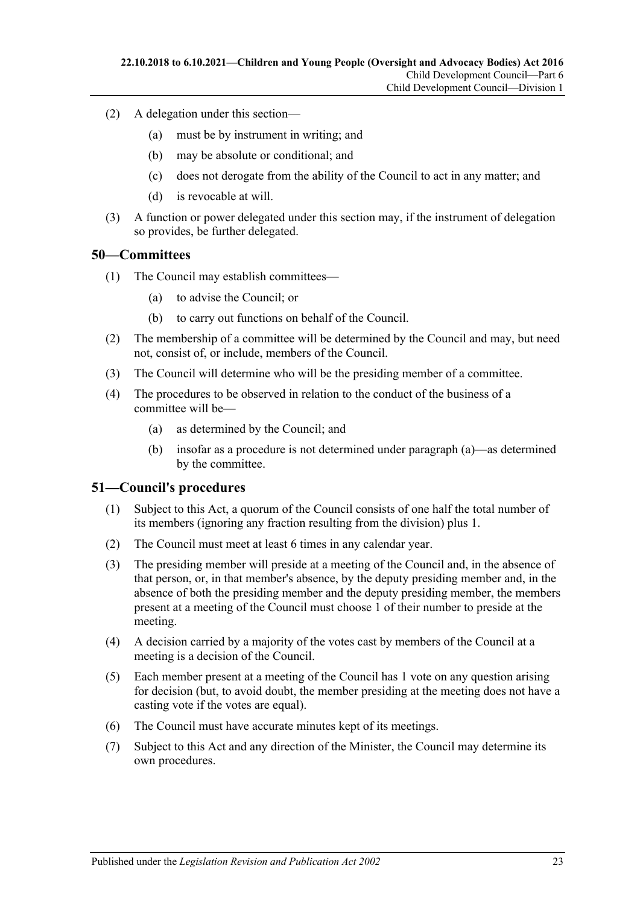(2) A delegation under this section—

(a) must be by instrument in writing; and

(b) may be absolute or conditional; and

(c) does not derogate from the ability of the Council to act in any matter; and

(d) is revocable at will.

(3) A function or power delegated under this section may, if the instrument of delegation so provides, be further delegated.

## 50—Committees

(1) The Council may establish committees—

(a) to advise the Council; or

(b) to carry out functions on behalf of the Council.

(2) The membership of a committee will be determined by the Council and may, but need not, consist of, or include, members of the Council.

(3) The Council will determine who will be the presiding member of a committee.

(4) The procedures to be observed in relation to the conduct of the business of a committee will be—

(a) as determined by the Council; and

(b) insofar as a procedure is not determined under paragraph (a)—as determined by the committee.

## 51—Council's procedures

(1) Subject to this Act, a quorum of the Council consists of one half the total number of its members (ignoring any fraction resulting from the division) plus 1.

(2) The Council must meet at least 6 times in any calendar year.

(3) The presiding member will preside at a meeting of the Council and, in the absence of that person, or, in that member's absence, by the deputy presiding member and, in the absence of both the presiding member and the deputy presiding member, the members present at a meeting of the Council must choose 1 of their number to preside at the meeting.

(4) A decision carried by a majority of the votes cast by members of the Council at a meeting is a decision of the Council.

(5) Each member present at a meeting of the Council has 1 vote on any question arising for decision (but, to avoid doubt, the member presiding at the meeting does not have a casting vote if the votes are equal).

(6) The Council must have accurate minutes kept of its meetings.

(7) Subject to this Act and any direction of the Minister, the Council may determine its own procedures.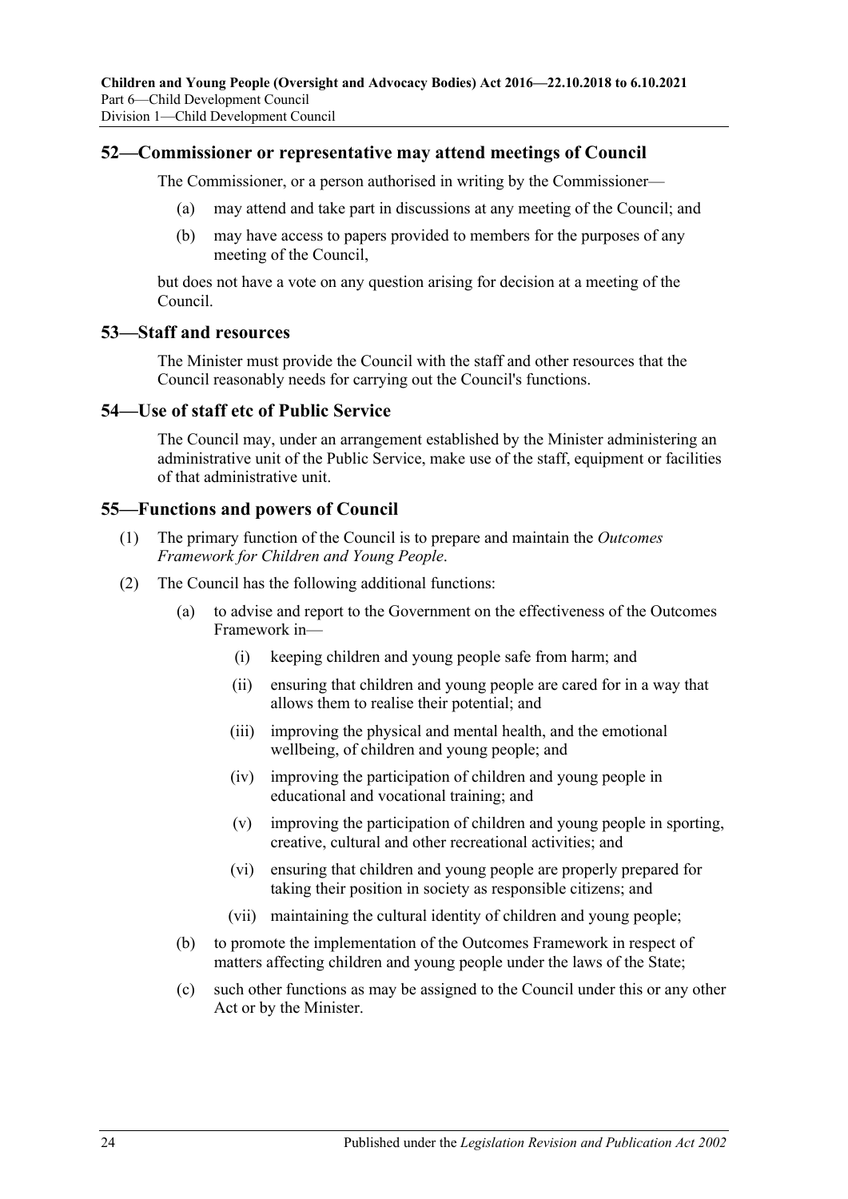## 52—Commissioner or representative may attend meetings of Council

The Commissioner, or a person authorised in writing by the Commissioner—

(a) may attend and take part in discussions at any meeting of the Council; and

(b) may have access to papers provided to members for the purposes of any meeting of the Council,

but does not have a vote on any question arising for decision at a meeting of the Council.

## 53—Staff and resources

The Minister must provide the Council with the staff and other resources that the Council reasonably needs for carrying out the Council's functions.

## 54—Use of staff etc of Public Service

The Council may, under an arrangement established by the Minister administering an administrative unit of the Public Service, make use of the staff, equipment or facilities of that administrative unit.

## 55—Functions and powers of Council

(1) The primary function of the Council is to prepare and maintain the *Outcomes Framework for Children and Young People*.

(2) The Council has the following additional functions:

(a) to advise and report to the Government on the effectiveness of the Outcomes Framework in—

(i) keeping children and young people safe from harm; and

(ii) ensuring that children and young people are cared for in a way that allows them to realise their potential; and

(iii) improving the physical and mental health, and the emotional wellbeing, of children and young people; and

(iv) improving the participation of children and young people in educational and vocational training; and

(v) improving the participation of children and young people in sporting, creative, cultural and other recreational activities; and

(vi) ensuring that children and young people are properly prepared for taking their position in society as responsible citizens; and

(vii) maintaining the cultural identity of children and young people;

(b) to promote the implementation of the Outcomes Framework in respect of matters affecting children and young people under the laws of the State;

(c) such other functions as may be assigned to the Council under this or any other Act or by the Minister.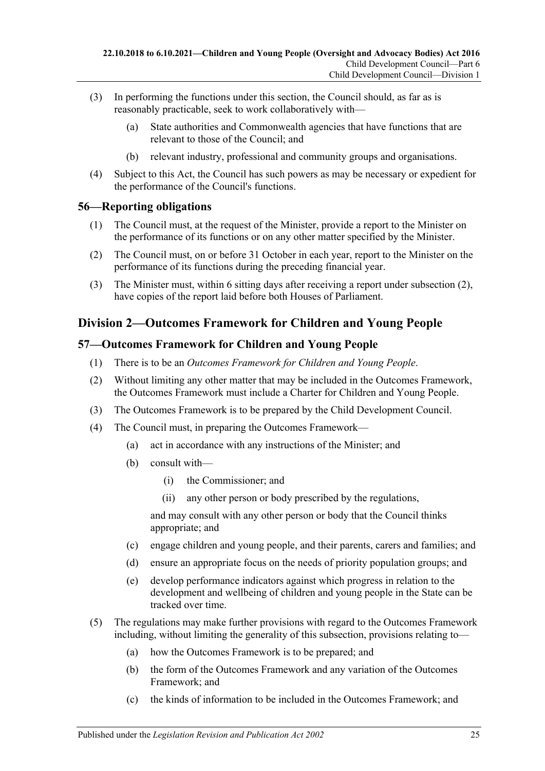(3) In performing the functions under this section, the Council should, as far as is reasonably practicable, seek to work collaboratively with—

(a) State authorities and Commonwealth agencies that have functions that are relevant to those of the Council; and

(b) relevant industry, professional and community groups and organisations.

(4) Subject to this Act, the Council has such powers as may be necessary or expedient for the performance of the Council's functions.

## 56—Reporting obligations

(1) The Council must, at the request of the Minister, provide a report to the Minister on the performance of its functions or on any other matter specified by the Minister.

(2) The Council must, on or before 31 October in each year, report to the Minister on the performance of its functions during the preceding financial year.

(3) The Minister must, within 6 sitting days after receiving a report under subsection (2), have copies of the report laid before both Houses of Parliament.

# Division 2—Outcomes Framework for Children and Young People

## 57—Outcomes Framework for Children and Young People

(1) There is to be an *Outcomes Framework for Children and Young People*.

(2) Without limiting any other matter that may be included in the Outcomes Framework, the Outcomes Framework must include a Charter for Children and Young People.

(3) The Outcomes Framework is to be prepared by the Child Development Council.

(4) The Council must, in preparing the Outcomes Framework—

(a) act in accordance with any instructions of the Minister; and

(b) consult with—

(i) the Commissioner; and

(ii) any other person or body prescribed by the regulations,

and may consult with any other person or body that the Council thinks appropriate; and

(c) engage children and young people, and their parents, carers and families; and

(d) ensure an appropriate focus on the needs of priority population groups; and

(e) develop performance indicators against which progress in relation to the development and wellbeing of children and young people in the State can be tracked over time.

(5) The regulations may make further provisions with regard to the Outcomes Framework including, without limiting the generality of this subsection, provisions relating to—

(a) how the Outcomes Framework is to be prepared; and

(b) the form of the Outcomes Framework and any variation of the Outcomes Framework; and

(c) the kinds of information to be included in the Outcomes Framework; and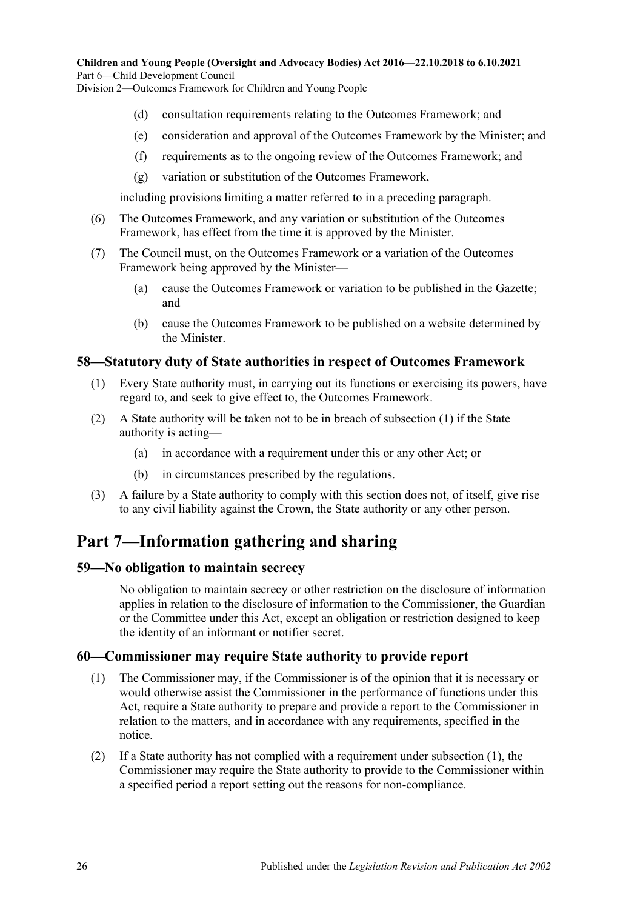(d) consultation requirements relating to the Outcomes Framework; and

(e) consideration and approval of the Outcomes Framework by the Minister; and

(f) requirements as to the ongoing review of the Outcomes Framework; and

(g) variation or substitution of the Outcomes Framework,

including provisions limiting a matter referred to in a preceding paragraph.

(6) The Outcomes Framework, and any variation or substitution of the Outcomes Framework, has effect from the time it is approved by the Minister.

(7) The Council must, on the Outcomes Framework or a variation of the Outcomes Framework being approved by the Minister—

(a) cause the Outcomes Framework or variation to be published in the Gazette; and

(b) cause the Outcomes Framework to be published on a website determined by the Minister.

### 58—Statutory duty of State authorities in respect of Outcomes Framework

(1) Every State authority must, in carrying out its functions or exercising its powers, have regard to, and seek to give effect to, the Outcomes Framework.

(2) A State authority will be taken not to be in breach of subsection (1) if the State authority is acting—

(a) in accordance with a requirement under this or any other Act; or

(b) in circumstances prescribed by the regulations.

(3) A failure by a State authority to comply with this section does not, of itself, give rise to any civil liability against the Crown, the State authority or any other person.

## Part 7—Information gathering and sharing

### 59—No obligation to maintain secrecy

No obligation to maintain secrecy or other restriction on the disclosure of information applies in relation to the disclosure of information to the Commissioner, the Guardian or the Committee under this Act, except an obligation or restriction designed to keep the identity of an informant or notifier secret.

### 60—Commissioner may require State authority to provide report

(1) The Commissioner may, if the Commissioner is of the opinion that it is necessary or would otherwise assist the Commissioner in the performance of functions under this Act, require a State authority to prepare and provide a report to the Commissioner in relation to the matters, and in accordance with any requirements, specified in the notice.

(2) If a State authority has not complied with a requirement under subsection (1), the Commissioner may require the State authority to provide to the Commissioner within a specified period a report setting out the reasons for non-compliance.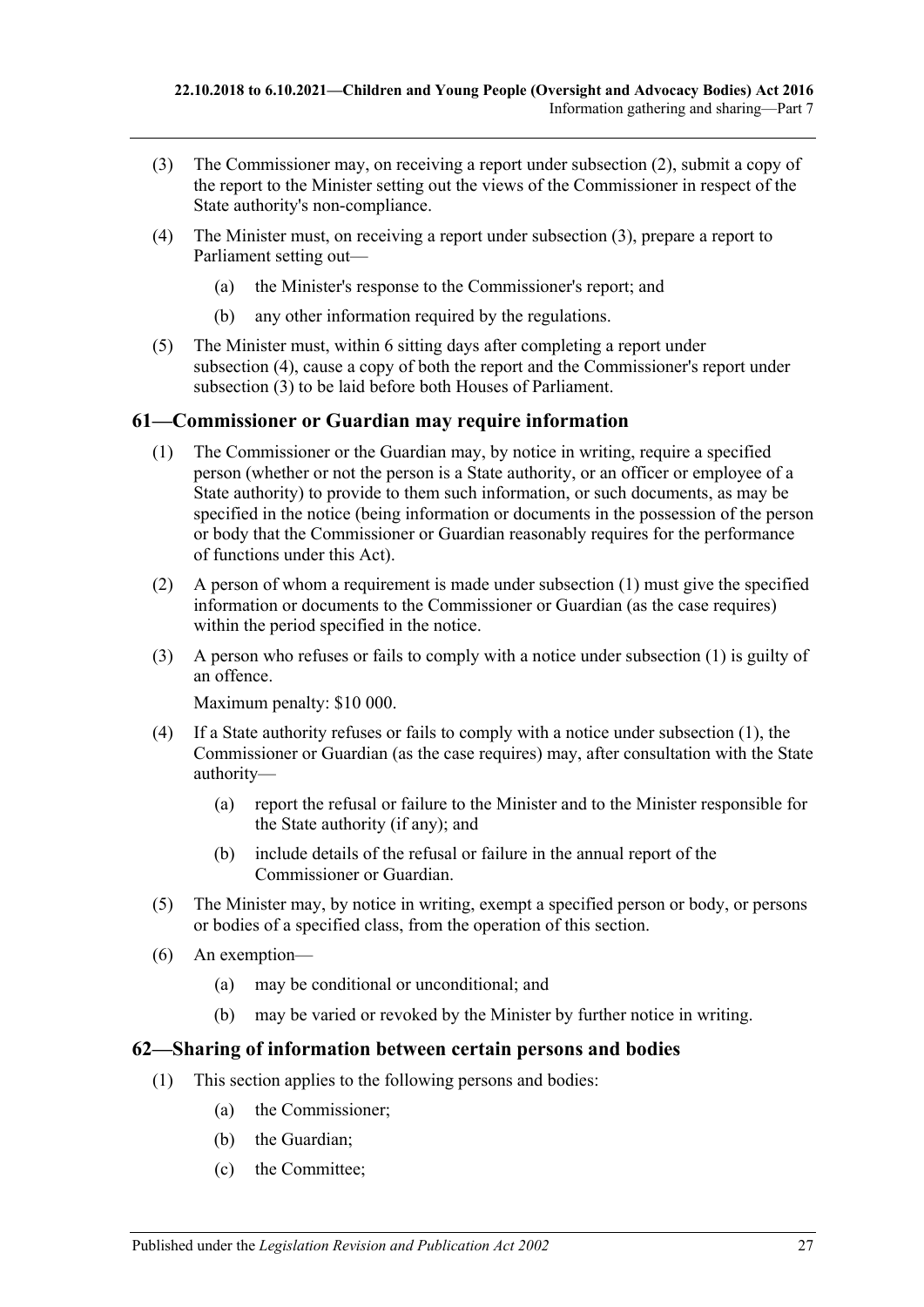(3) The Commissioner may, on receiving a report under subsection (2), submit a copy of the report to the Minister setting out the views of the Commissioner in respect of the State authority's non-compliance.

(4) The Minister must, on receiving a report under subsection (3), prepare a report to Parliament setting out—

(a) the Minister's response to the Commissioner's report; and

(b) any other information required by the regulations.

(5) The Minister must, within 6 sitting days after completing a report under subsection (4), cause a copy of both the report and the Commissioner's report under subsection (3) to be laid before both Houses of Parliament.

## 61—Commissioner or Guardian may require information

(1) The Commissioner or the Guardian may, by notice in writing, require a specified person (whether or not the person is a State authority, or an officer or employee of a State authority) to provide to them such information, or such documents, as may be specified in the notice (being information or documents in the possession of the person or body that the Commissioner or Guardian reasonably requires for the performance of functions under this Act).

(2) A person of whom a requirement is made under subsection (1) must give the specified information or documents to the Commissioner or Guardian (as the case requires) within the period specified in the notice.

(3) A person who refuses or fails to comply with a notice under subsection (1) is guilty of an offence.

Maximum penalty: $10 000.

(4) If a State authority refuses or fails to comply with a notice under subsection (1), the Commissioner or Guardian (as the case requires) may, after consultation with the State authority—

(a) report the refusal or failure to the Minister and to the Minister responsible for the State authority (if any); and

(b) include details of the refusal or failure in the annual report of the Commissioner or Guardian.

(5) The Minister may, by notice in writing, exempt a specified person or body, or persons or bodies of a specified class, from the operation of this section.

(6) An exemption—

(a) may be conditional or unconditional; and

(b) may be varied or revoked by the Minister by further notice in writing.

## 62—Sharing of information between certain persons and bodies

(1) This section applies to the following persons and bodies:

(a) the Commissioner;

(b) the Guardian;

(c) the Committee;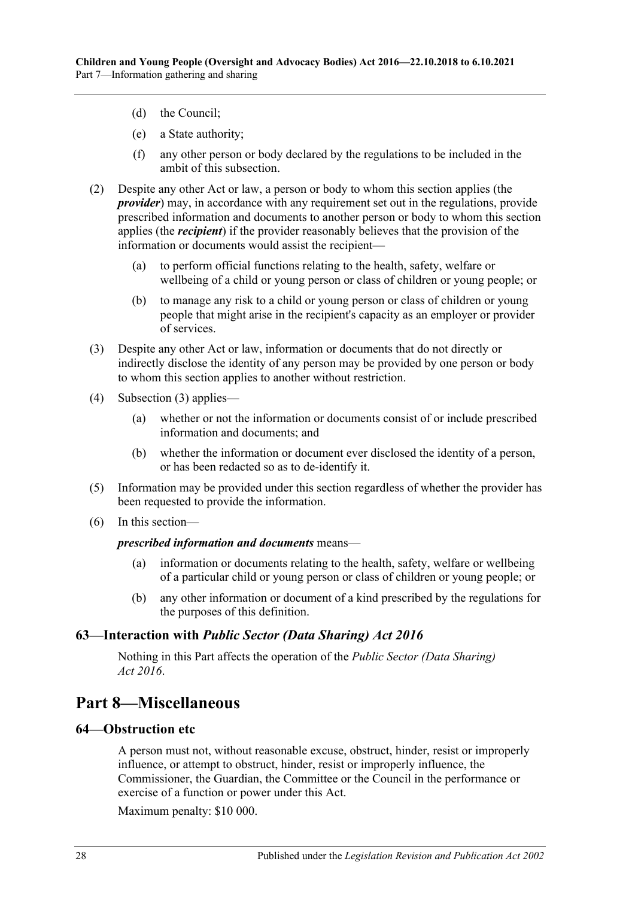(d) the Council;

(e) a State authority;

(f) any other person or body declared by the regulations to be included in the ambit of this subsection.

(2) Despite any other Act or law, a person or body to whom this section applies (the ***provider***) may, in accordance with any requirement set out in the regulations, provide prescribed information and documents to another person or body to whom this section applies (the ***recipient***) if the provider reasonably believes that the provision of the information or documents would assist the recipient—

(a) to perform official functions relating to the health, safety, welfare or wellbeing of a child or young person or class of children or young people; or

(b) to manage any risk to a child or young person or class of children or young people that might arise in the recipient's capacity as an employer or provider of services.

(3) Despite any other Act or law, information or documents that do not directly or indirectly disclose the identity of any person may be provided by one person or body to whom this section applies to another without restriction.

(4) Subsection (3) applies—

(a) whether or not the information or documents consist of or include prescribed information and documents; and

(b) whether the information or document ever disclosed the identity of a person, or has been redacted so as to de-identify it.

(5) Information may be provided under this section regardless of whether the provider has been requested to provide the information.

(6) In this section—

***prescribed information and documents*** means—

(a) information or documents relating to the health, safety, welfare or wellbeing of a particular child or young person or class of children or young people; or

(b) any other information or document of a kind prescribed by the regulations for the purposes of this definition.

### 63—Interaction with *Public Sector (Data Sharing) Act 2016*

Nothing in this Part affects the operation of the *Public Sector (Data Sharing) Act 2016*.

## Part 8—Miscellaneous

### 64—Obstruction etc

A person must not, without reasonable excuse, obstruct, hinder, resist or improperly influence, or attempt to obstruct, hinder, resist or improperly influence, the Commissioner, the Guardian, the Committee or the Council in the performance or exercise of a function or power under this Act.

Maximum penalty: $10 000.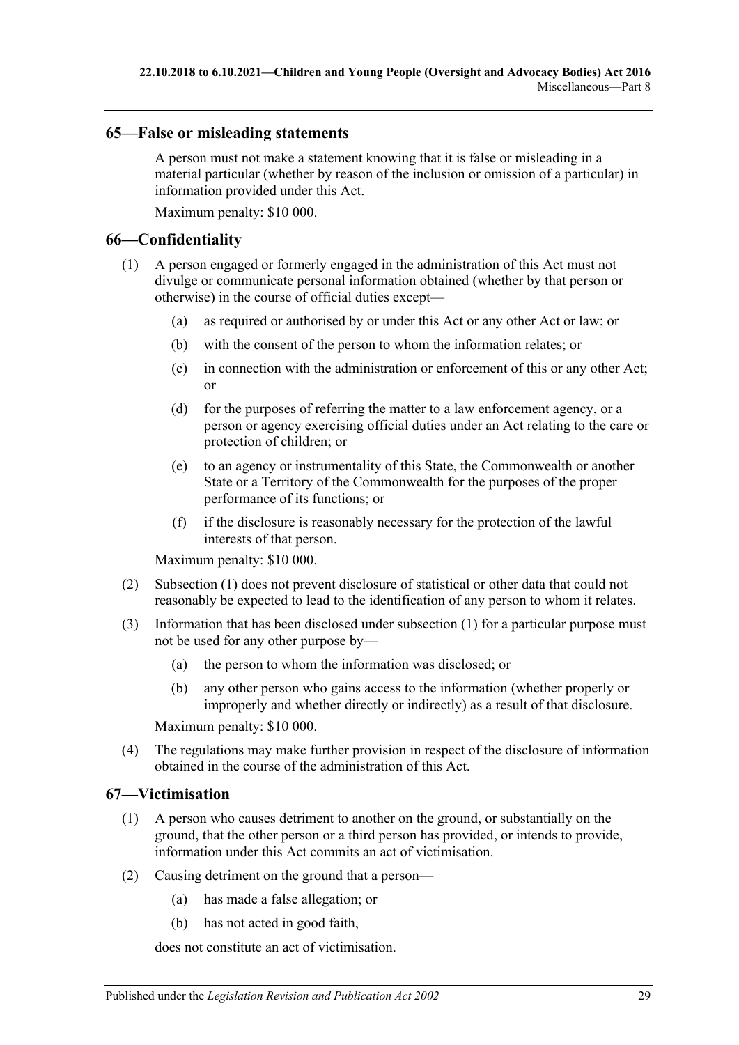## 65—False or misleading statements

A person must not make a statement knowing that it is false or misleading in a material particular (whether by reason of the inclusion or omission of a particular) in information provided under this Act.

Maximum penalty: $10 000.

## 66—Confidentiality

(1) A person engaged or formerly engaged in the administration of this Act must not divulge or communicate personal information obtained (whether by that person or otherwise) in the course of official duties except—

(a) as required or authorised by or under this Act or any other Act or law; or

(b) with the consent of the person to whom the information relates; or

(c) in connection with the administration or enforcement of this or any other Act; or

(d) for the purposes of referring the matter to a law enforcement agency, or a person or agency exercising official duties under an Act relating to the care or protection of children; or

(e) to an agency or instrumentality of this State, the Commonwealth or another State or a Territory of the Commonwealth for the purposes of the proper performance of its functions; or

(f) if the disclosure is reasonably necessary for the protection of the lawful interests of that person.

Maximum penalty: $10 000.

(2) Subsection (1) does not prevent disclosure of statistical or other data that could not reasonably be expected to lead to the identification of any person to whom it relates.

(3) Information that has been disclosed under subsection (1) for a particular purpose must not be used for any other purpose by—

(a) the person to whom the information was disclosed; or

(b) any other person who gains access to the information (whether properly or improperly and whether directly or indirectly) as a result of that disclosure.

Maximum penalty: $10 000.

(4) The regulations may make further provision in respect of the disclosure of information obtained in the course of the administration of this Act.

## 67—Victimisation

(1) A person who causes detriment to another on the ground, or substantially on the ground, that the other person or a third person has provided, or intends to provide, information under this Act commits an act of victimisation.

(2) Causing detriment on the ground that a person—

(a) has made a false allegation; or

(b) has not acted in good faith,

does not constitute an act of victimisation.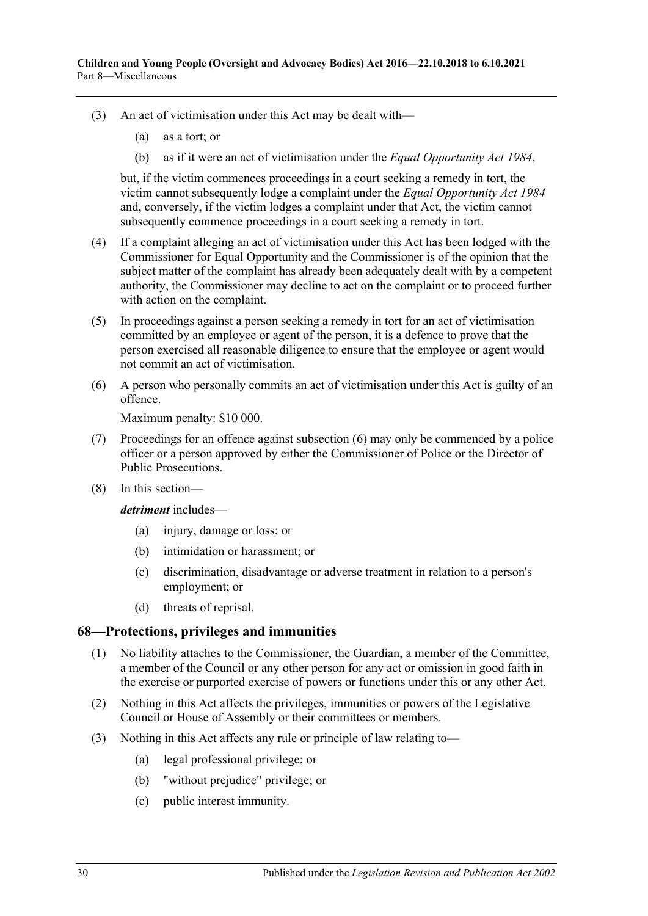(3) An act of victimisation under this Act may be dealt with—

  (a) as a tort; or

  (b) as if it were an act of victimisation under the *Equal Opportunity Act 1984*,

but, if the victim commences proceedings in a court seeking a remedy in tort, the victim cannot subsequently lodge a complaint under the *Equal Opportunity Act 1984* and, conversely, if the victim lodges a complaint under that Act, the victim cannot subsequently commence proceedings in a court seeking a remedy in tort.

(4) If a complaint alleging an act of victimisation under this Act has been lodged with the Commissioner for Equal Opportunity and the Commissioner is of the opinion that the subject matter of the complaint has already been adequately dealt with by a competent authority, the Commissioner may decline to act on the complaint or to proceed further with action on the complaint.

(5) In proceedings against a person seeking a remedy in tort for an act of victimisation committed by an employee or agent of the person, it is a defence to prove that the person exercised all reasonable diligence to ensure that the employee or agent would not commit an act of victimisation.

(6) A person who personally commits an act of victimisation under this Act is guilty of an offence.

Maximum penalty: $10 000.

(7) Proceedings for an offence against subsection (6) may only be commenced by a police officer or a person approved by either the Commissioner of Police or the Director of Public Prosecutions.

(8) In this section—

***detriment*** includes—

  (a) injury, damage or loss; or

  (b) intimidation or harassment; or

  (c) discrimination, disadvantage or adverse treatment in relation to a person's employment; or

  (d) threats of reprisal.

## 68—Protections, privileges and immunities

(1) No liability attaches to the Commissioner, the Guardian, a member of the Committee, a member of the Council or any other person for any act or omission in good faith in the exercise or purported exercise of powers or functions under this or any other Act.

(2) Nothing in this Act affects the privileges, immunities or powers of the Legislative Council or House of Assembly or their committees or members.

(3) Nothing in this Act affects any rule or principle of law relating to—

  (a) legal professional privilege; or

  (b) "without prejudice" privilege; or

  (c) public interest immunity.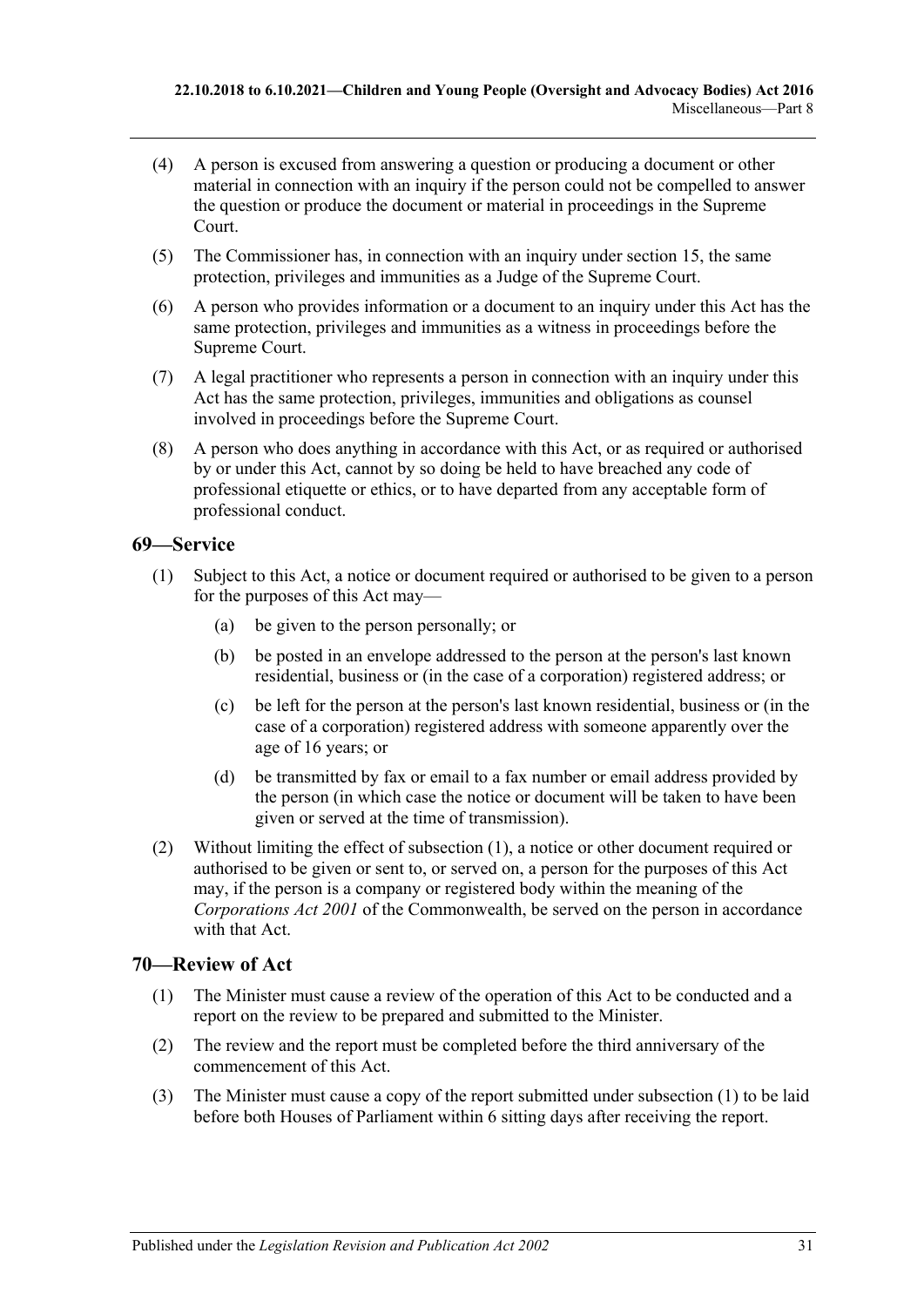(4) A person is excused from answering a question or producing a document or other material in connection with an inquiry if the person could not be compelled to answer the question or produce the document or material in proceedings in the Supreme Court.

(5) The Commissioner has, in connection with an inquiry under section 15, the same protection, privileges and immunities as a Judge of the Supreme Court.

(6) A person who provides information or a document to an inquiry under this Act has the same protection, privileges and immunities as a witness in proceedings before the Supreme Court.

(7) A legal practitioner who represents a person in connection with an inquiry under this Act has the same protection, privileges, immunities and obligations as counsel involved in proceedings before the Supreme Court.

(8) A person who does anything in accordance with this Act, or as required or authorised by or under this Act, cannot by so doing be held to have breached any code of professional etiquette or ethics, or to have departed from any acceptable form of professional conduct.

## 69—Service

(1) Subject to this Act, a notice or document required or authorised to be given to a person for the purposes of this Act may—

(a) be given to the person personally; or

(b) be posted in an envelope addressed to the person at the person's last known residential, business or (in the case of a corporation) registered address; or

(c) be left for the person at the person's last known residential, business or (in the case of a corporation) registered address with someone apparently over the age of 16 years; or

(d) be transmitted by fax or email to a fax number or email address provided by the person (in which case the notice or document will be taken to have been given or served at the time of transmission).

(2) Without limiting the effect of subsection (1), a notice or other document required or authorised to be given or sent to, or served on, a person for the purposes of this Act may, if the person is a company or registered body within the meaning of the *Corporations Act 2001* of the Commonwealth, be served on the person in accordance with that Act.

## 70—Review of Act

(1) The Minister must cause a review of the operation of this Act to be conducted and a report on the review to be prepared and submitted to the Minister.

(2) The review and the report must be completed before the third anniversary of the commencement of this Act.

(3) The Minister must cause a copy of the report submitted under subsection (1) to be laid before both Houses of Parliament within 6 sitting days after receiving the report.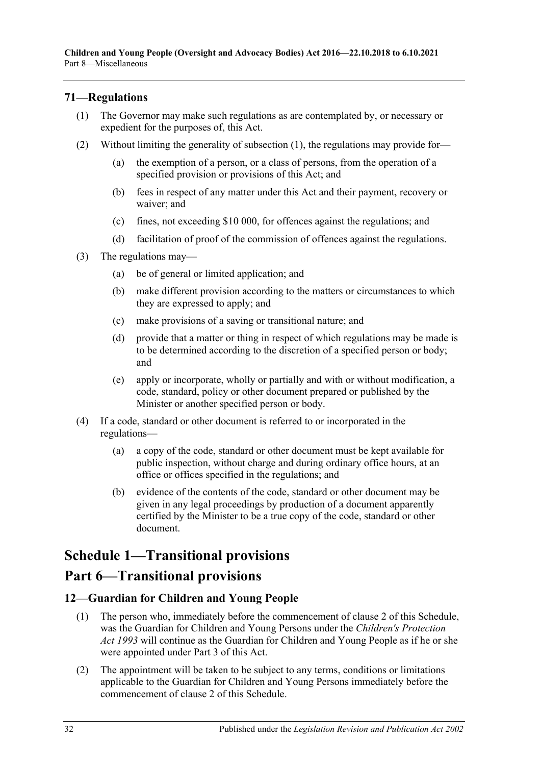### 71—Regulations

(1) The Governor may make such regulations as are contemplated by, or necessary or expedient for the purposes of, this Act.

(2) Without limiting the generality of subsection (1), the regulations may provide for—

(a) the exemption of a person, or a class of persons, from the operation of a specified provision or provisions of this Act; and

(b) fees in respect of any matter under this Act and their payment, recovery or waiver; and

(c) fines, not exceeding $10 000, for offences against the regulations; and

(d) facilitation of proof of the commission of offences against the regulations.

(3) The regulations may—

(a) be of general or limited application; and

(b) make different provision according to the matters or circumstances to which they are expressed to apply; and

(c) make provisions of a saving or transitional nature; and

(d) provide that a matter or thing in respect of which regulations may be made is to be determined according to the discretion of a specified person or body; and

(e) apply or incorporate, wholly or partially and with or without modification, a code, standard, policy or other document prepared or published by the Minister or another specified person or body.

(4) If a code, standard or other document is referred to or incorporated in the regulations—

(a) a copy of the code, standard or other document must be kept available for public inspection, without charge and during ordinary office hours, at an office or offices specified in the regulations; and

(b) evidence of the contents of the code, standard or other document may be given in any legal proceedings by production of a document apparently certified by the Minister to be a true copy of the code, standard or other document.

# Schedule 1—Transitional provisions

# Part 6—Transitional provisions

### 12—Guardian for Children and Young People

(1) The person who, immediately before the commencement of clause 2 of this Schedule, was the Guardian for Children and Young Persons under the *Children's Protection Act 1993* will continue as the Guardian for Children and Young People as if he or she were appointed under Part 3 of this Act.

(2) The appointment will be taken to be subject to any terms, conditions or limitations applicable to the Guardian for Children and Young Persons immediately before the commencement of clause 2 of this Schedule.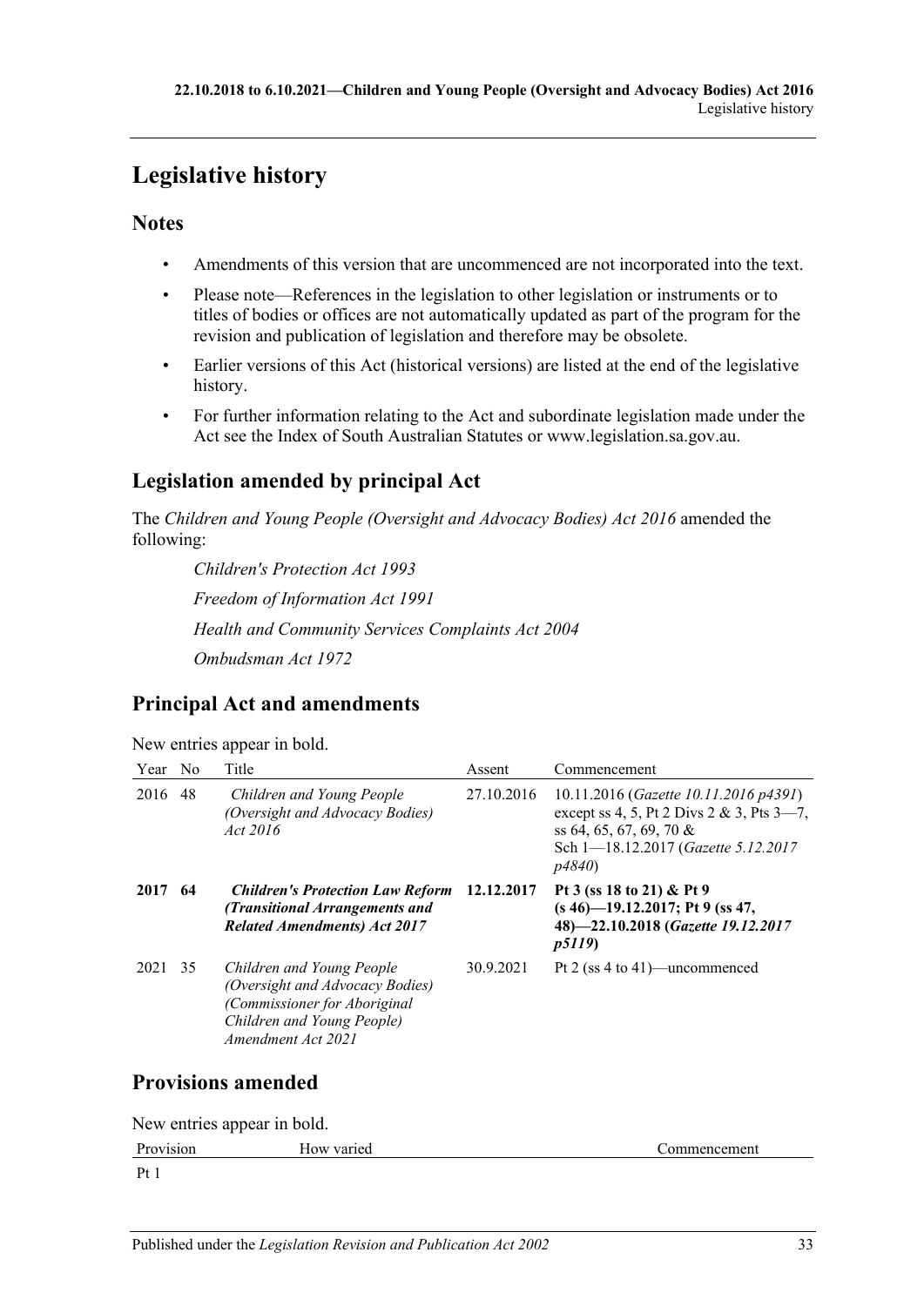# Legislative history

## Notes

- Amendments of this version that are uncommenced are not incorporated into the text.
- Please note—References in the legislation to other legislation or instruments or to titles of bodies or offices are not automatically updated as part of the program for the revision and publication of legislation and therefore may be obsolete.
- Earlier versions of this Act (historical versions) are listed at the end of the legislative history.
- For further information relating to the Act and subordinate legislation made under the Act see the Index of South Australian Statutes or www.legislation.sa.gov.au.

## Legislation amended by principal Act

The *Children and Young People (Oversight and Advocacy Bodies) Act 2016* amended the following:

*Children's Protection Act 1993*

*Freedom of Information Act 1991*

*Health and Community Services Complaints Act 2004*

*Ombudsman Act 1972*

## Principal Act and amendments

New entries appear in bold.

| Year | No | Title | Assent | Commencement |
|---|---|---|---|---|
| 2016 | 48 | *Children and Young People (Oversight and Advocacy Bodies) Act 2016* | 27.10.2016 | 10.11.2016 (*Gazette 10.11.2016 p4391*) except ss 4, 5, Pt 2 Divs 2 & 3, Pts 3—7, ss 64, 65, 67, 69, 70 & Sch 1—18.12.2017 (*Gazette 5.12.2017 p4840*) |
| **2017** | **64** | ***Children's Protection Law Reform (Transitional Arrangements and Related Amendments) Act 2017*** | **12.12.2017** | **Pt 3 (ss 18 to 21) & Pt 9 (s 46)—19.12.2017; Pt 9 (ss 47, 48)—22.10.2018 (*Gazette 19.12.2017 p5119*)** |
| 2021 | 35 | *Children and Young People (Oversight and Advocacy Bodies) (Commissioner for Aboriginal Children and Young People) Amendment Act 2021* | 30.9.2021 | Pt 2 (ss 4 to 41)—uncommenced |

## Provisions amended

New entries appear in bold.

| Provision | How varied | Commencement |
|---|---|---|
| Pt 1 | | |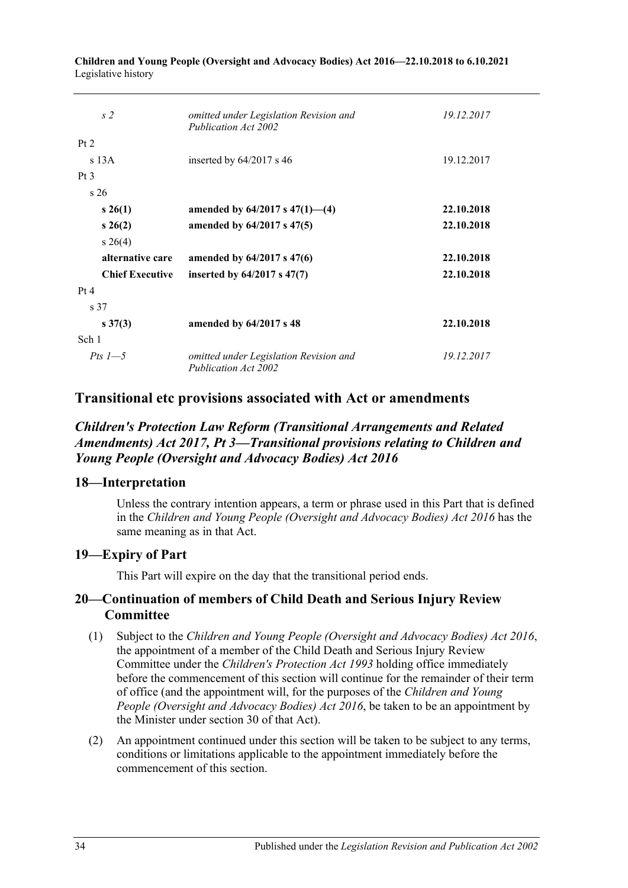| | | |
|---|---|---|
| *s 2* | *omitted under Legislation Revision and Publication Act 2002* | *19.12.2017* |
| Pt 2 | | |
| s 13A | inserted by 64/2017 s 46 | 19.12.2017 |
| Pt 3 | | |
| s 26 | | |
| **s 26(1)** | **amended by 64/2017 s 47(1)—(4)** | **22.10.2018** |
| **s 26(2)** | **amended by 64/2017 s 47(5)** | **22.10.2018** |
| s 26(4) | | |
| **alternative care** | **amended by 64/2017 s 47(6)** | **22.10.2018** |
| **Chief Executive** | **inserted by 64/2017 s 47(7)** | **22.10.2018** |
| Pt 4 | | |
| s 37 | | |
| **s 37(3)** | **amended by 64/2017 s 48** | **22.10.2018** |
| Sch 1 | | |
| *Pts 1—5* | *omitted under Legislation Revision and Publication Act 2002* | *19.12.2017* |

## Transitional etc provisions associated with Act or amendments

### *Children's Protection Law Reform (Transitional Arrangements and Related Amendments) Act 2017, Pt 3—Transitional provisions relating to Children and Young People (Oversight and Advocacy Bodies) Act 2016*

### 18—Interpretation

Unless the contrary intention appears, a term or phrase used in this Part that is defined in the *Children and Young People (Oversight and Advocacy Bodies) Act 2016* has the same meaning as in that Act.

### 19—Expiry of Part

This Part will expire on the day that the transitional period ends.

### 20—Continuation of members of Child Death and Serious Injury Review Committee

(1) Subject to the *Children and Young People (Oversight and Advocacy Bodies) Act 2016*, the appointment of a member of the Child Death and Serious Injury Review Committee under the *Children's Protection Act 1993* holding office immediately before the commencement of this section will continue for the remainder of their term of office (and the appointment will, for the purposes of the *Children and Young People (Oversight and Advocacy Bodies) Act 2016*, be taken to be an appointment by the Minister under section 30 of that Act).

(2) An appointment continued under this section will be taken to be subject to any terms, conditions or limitations applicable to the appointment immediately before the commencement of this section.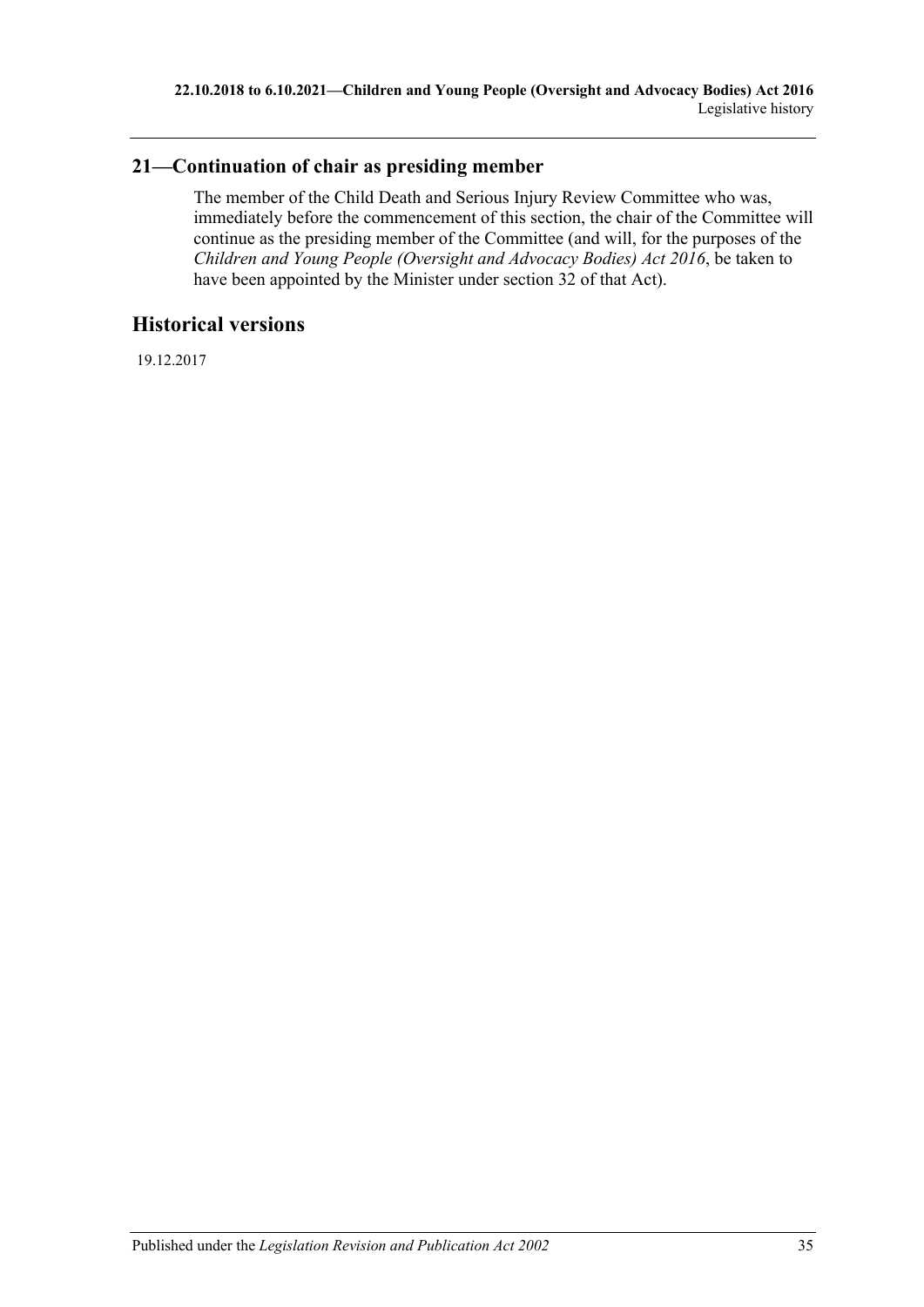## 21—Continuation of chair as presiding member

The member of the Child Death and Serious Injury Review Committee who was, immediately before the commencement of this section, the chair of the Committee will continue as the presiding member of the Committee (and will, for the purposes of the *Children and Young People (Oversight and Advocacy Bodies) Act 2016*, be taken to have been appointed by the Minister under section 32 of that Act).

# Historical versions

19.12.2017